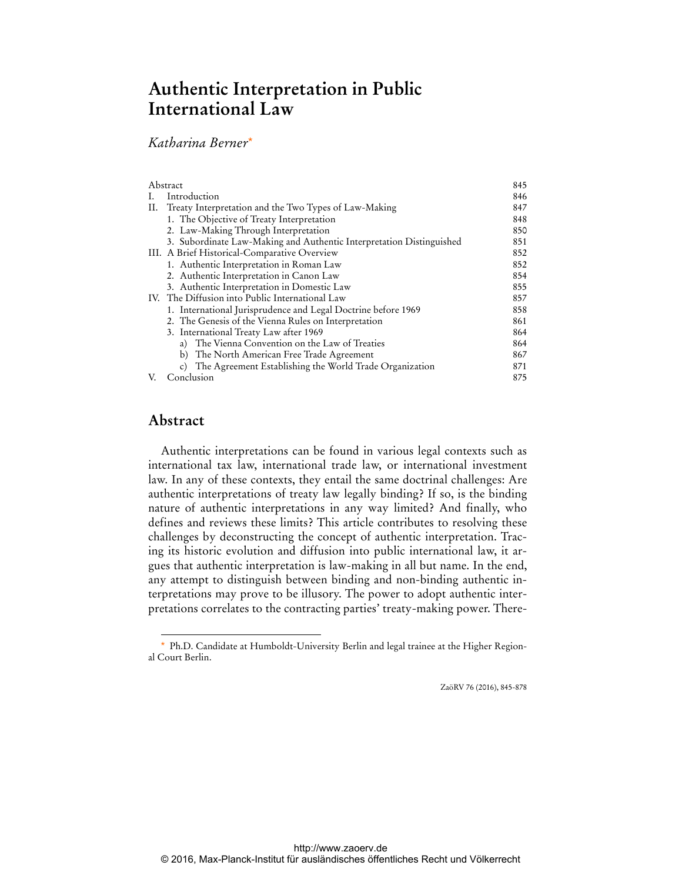# Authentic Interpretation in Public International Law

*Katharina Berner**

| | |
|---|---|
| Abstract | 845 |
| I. Introduction | 846 |
| II. Treaty Interpretation and the Two Types of Law-Making | 847 |
| 1. The Objective of Treaty Interpretation | 848 |
| 2. Law-Making Through Interpretation | 850 |
| 3. Subordinate Law-Making and Authentic Interpretation Distinguished | 851 |
| III. A Brief Historical-Comparative Overview | 852 |
| 1. Authentic Interpretation in Roman Law | 852 |
| 2. Authentic Interpretation in Canon Law | 854 |
| 3. Authentic Interpretation in Domestic Law | 855 |
| IV. The Diffusion into Public International Law | 857 |
| 1. International Jurisprudence and Legal Doctrine before 1969 | 858 |
| 2. The Genesis of the Vienna Rules on Interpretation | 861 |
| 3. International Treaty Law after 1969 | 864 |
| a) The Vienna Convention on the Law of Treaties | 864 |
| b) The North American Free Trade Agreement | 867 |
| c) The Agreement Establishing the World Trade Organization | 871 |
| V. Conclusion | 875 |

## Abstract

Authentic interpretations can be found in various legal contexts such as international tax law, international trade law, or international investment law. In any of these contexts, they entail the same doctrinal challenges: Are authentic interpretations of treaty law legally binding? If so, is the binding nature of authentic interpretations in any way limited? And finally, who defines and reviews these limits? This article contributes to resolving these challenges by deconstructing the concept of authentic interpretation. Tracing its historic evolution and diffusion into public international law, it argues that authentic interpretation is law-making in all but name. In the end, any attempt to distinguish between binding and non-binding authentic interpretations may prove to be illusory. The power to adopt authentic interpretations correlates to the contracting parties' treaty-making power. There-

* Ph.D. Candidate at Humboldt-University Berlin and legal trainee at the Higher Regional Court Berlin.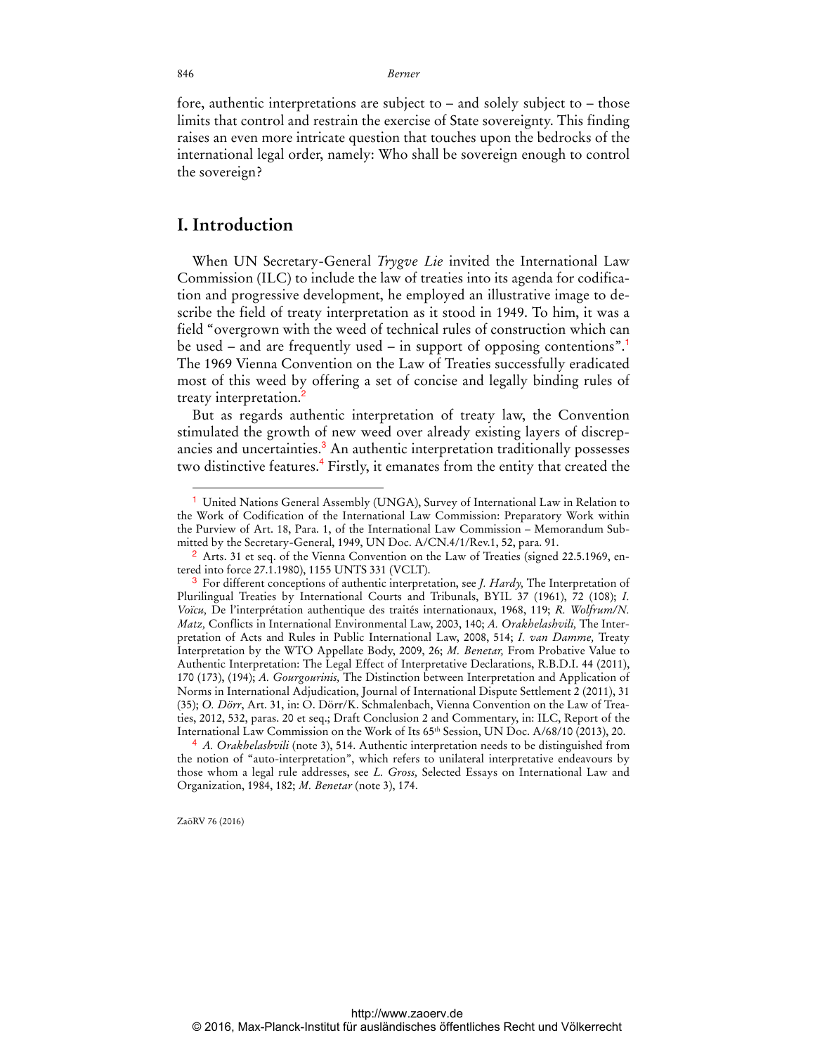fore, authentic interpretations are subject to – and solely subject to – those limits that control and restrain the exercise of State sovereignty. This finding raises an even more intricate question that touches upon the bedrocks of the international legal order, namely: Who shall be sovereign enough to control the sovereign?

## I. Introduction

When UN Secretary-General *Trygve Lie* invited the International Law Commission (ILC) to include the law of treaties into its agenda for codification and progressive development, he employed an illustrative image to describe the field of treaty interpretation as it stood in 1949. To him, it was a field "overgrown with the weed of technical rules of construction which can be used – and are frequently used – in support of opposing contentions".[1] The 1969 Vienna Convention on the Law of Treaties successfully eradicated most of this weed by offering a set of concise and legally binding rules of treaty interpretation.[2]

But as regards authentic interpretation of treaty law, the Convention stimulated the growth of new weed over already existing layers of discrepancies and uncertainties.[3] An authentic interpretation traditionally possesses two distinctive features.[4] Firstly, it emanates from the entity that created the

---

[1] United Nations General Assembly (UNGA), Survey of International Law in Relation to the Work of Codification of the International Law Commission: Preparatory Work within the Purview of Art. 18, Para. 1, of the International Law Commission – Memorandum Submitted by the Secretary-General, 1949, UN Doc. A/CN.4/1/Rev.1, 52, para. 91.

[2] Arts. 31 et seq. of the Vienna Convention on the Law of Treaties (signed 22.5.1969, entered into force 27.1.1980), 1155 UNTS 331 (VCLT).

[3] For different conceptions of authentic interpretation, see *J. Hardy,* The Interpretation of Plurilingual Treaties by International Courts and Tribunals, BYIL 37 (1961), 72 (108); *I. Voïcu,* De l'interprétation authentique des traités internationaux, 1968, 119; *R. Wolfrum/N. Matz,* Conflicts in International Environmental Law, 2003, 140; *A. Orakhelashvili,* The Interpretation of Acts and Rules in Public International Law, 2008, 514; *I. van Damme,* Treaty Interpretation by the WTO Appellate Body, 2009, 26; *M. Benetar,* From Probative Value to Authentic Interpretation: The Legal Effect of Interpretative Declarations, R.B.D.I. 44 (2011), 170 (173), (194); *A. Gourgourinis,* The Distinction between Interpretation and Application of Norms in International Adjudication, Journal of International Dispute Settlement 2 (2011), 31 (35); *O. Dörr*, Art. 31, in: O. Dörr/K. Schmalenbach, Vienna Convention on the Law of Treaties, 2012, 532, paras. 20 et seq.; Draft Conclusion 2 and Commentary, in: ILC, Report of the International Law Commission on the Work of Its 65th Session, UN Doc. A/68/10 (2013), 20.

[4] *A. Orakhelashvili* (note 3), 514. Authentic interpretation needs to be distinguished from the notion of "auto-interpretation", which refers to unilateral interpretative endeavours by those whom a legal rule addresses, see *L. Gross,* Selected Essays on International Law and Organization, 1984, 182; *M. Benetar* (note 3), 174.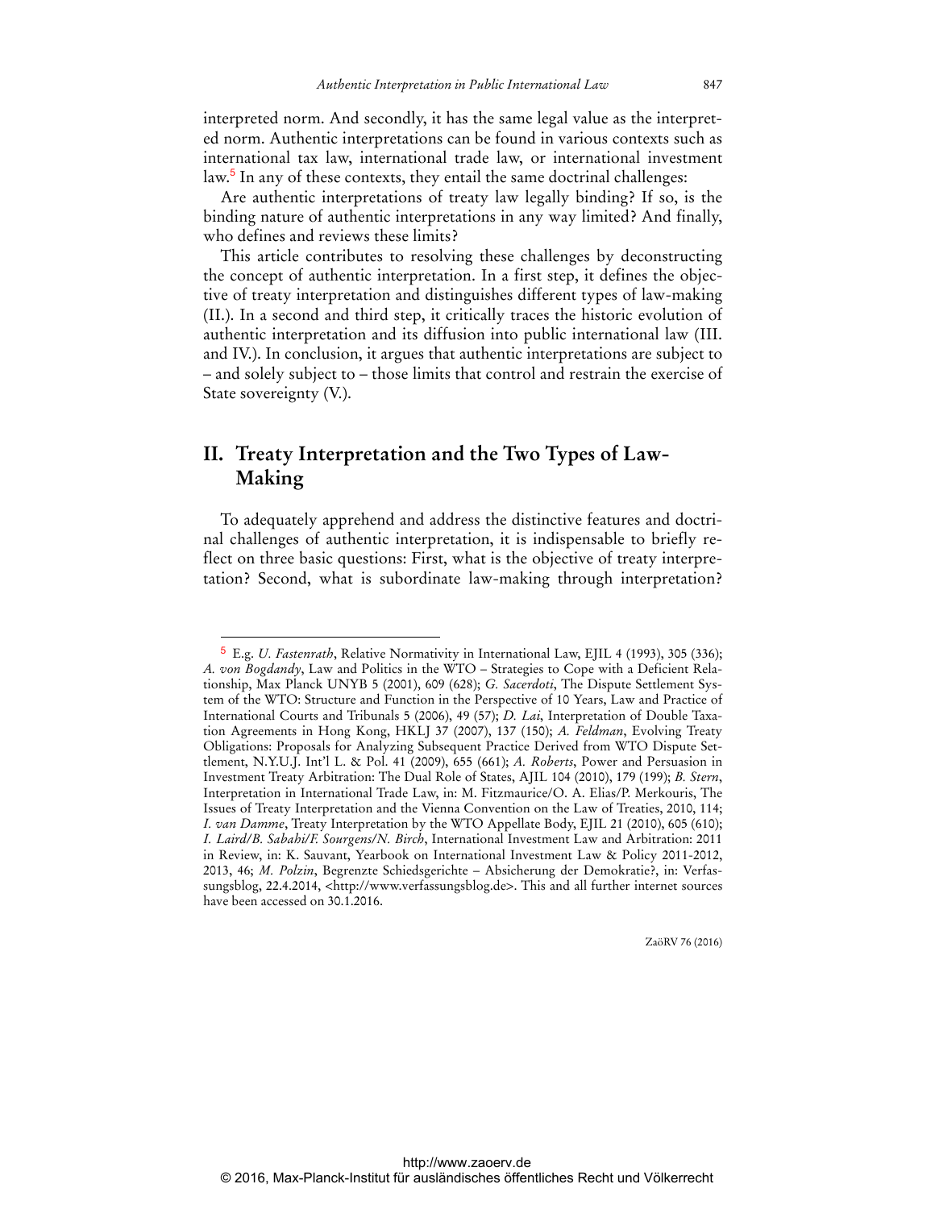interpreted norm. And secondly, it has the same legal value as the interpreted norm. Authentic interpretations can be found in various contexts such as international tax law, international trade law, or international investment law.[5] In any of these contexts, they entail the same doctrinal challenges:

Are authentic interpretations of treaty law legally binding? If so, is the binding nature of authentic interpretations in any way limited? And finally, who defines and reviews these limits?

This article contributes to resolving these challenges by deconstructing the concept of authentic interpretation. In a first step, it defines the objective of treaty interpretation and distinguishes different types of law-making (II.). In a second and third step, it critically traces the historic evolution of authentic interpretation and its diffusion into public international law (III. and IV.). In conclusion, it argues that authentic interpretations are subject to – and solely subject to – those limits that control and restrain the exercise of State sovereignty (V.).

## II. Treaty Interpretation and the Two Types of Law-Making

To adequately apprehend and address the distinctive features and doctrinal challenges of authentic interpretation, it is indispensable to briefly reflect on three basic questions: First, what is the objective of treaty interpretation? Second, what is subordinate law-making through interpretation?

---

[5] E.g. *U. Fastenrath*, Relative Normativity in International Law, EJIL 4 (1993), 305 (336); *A. von Bogdandy*, Law and Politics in the WTO – Strategies to Cope with a Deficient Relationship, Max Planck UNYB 5 (2001), 609 (628); *G. Sacerdoti*, The Dispute Settlement System of the WTO: Structure and Function in the Perspective of 10 Years, Law and Practice of International Courts and Tribunals 5 (2006), 49 (57); *D. Lai*, Interpretation of Double Taxation Agreements in Hong Kong, HKLJ 37 (2007), 137 (150); *A. Feldman*, Evolving Treaty Obligations: Proposals for Analyzing Subsequent Practice Derived from WTO Dispute Settlement, N.Y.U.J. Int'l L. & Pol. 41 (2009), 655 (661); *A. Roberts*, Power and Persuasion in Investment Treaty Arbitration: The Dual Role of States, AJIL 104 (2010), 179 (199); *B. Stern*, Interpretation in International Trade Law, in: M. Fitzmaurice/O. A. Elias/P. Merkouris, The Issues of Treaty Interpretation and the Vienna Convention on the Law of Treaties, 2010, 114; *I. van Damme*, Treaty Interpretation by the WTO Appellate Body, EJIL 21 (2010), 605 (610); *I. Laird/B. Sabahi/F. Sourgens/N. Birch*, International Investment Law and Arbitration: 2011 in Review, in: K. Sauvant, Yearbook on International Investment Law & Policy 2011-2012, 2013, 46; *M. Polzin*, Begrenzte Schiedsgerichte – Absicherung der Demokratie?, in: Verfassungsblog, 22.4.2014, <http://www.verfassungsblog.de>. This and all further internet sources have been accessed on 30.1.2016.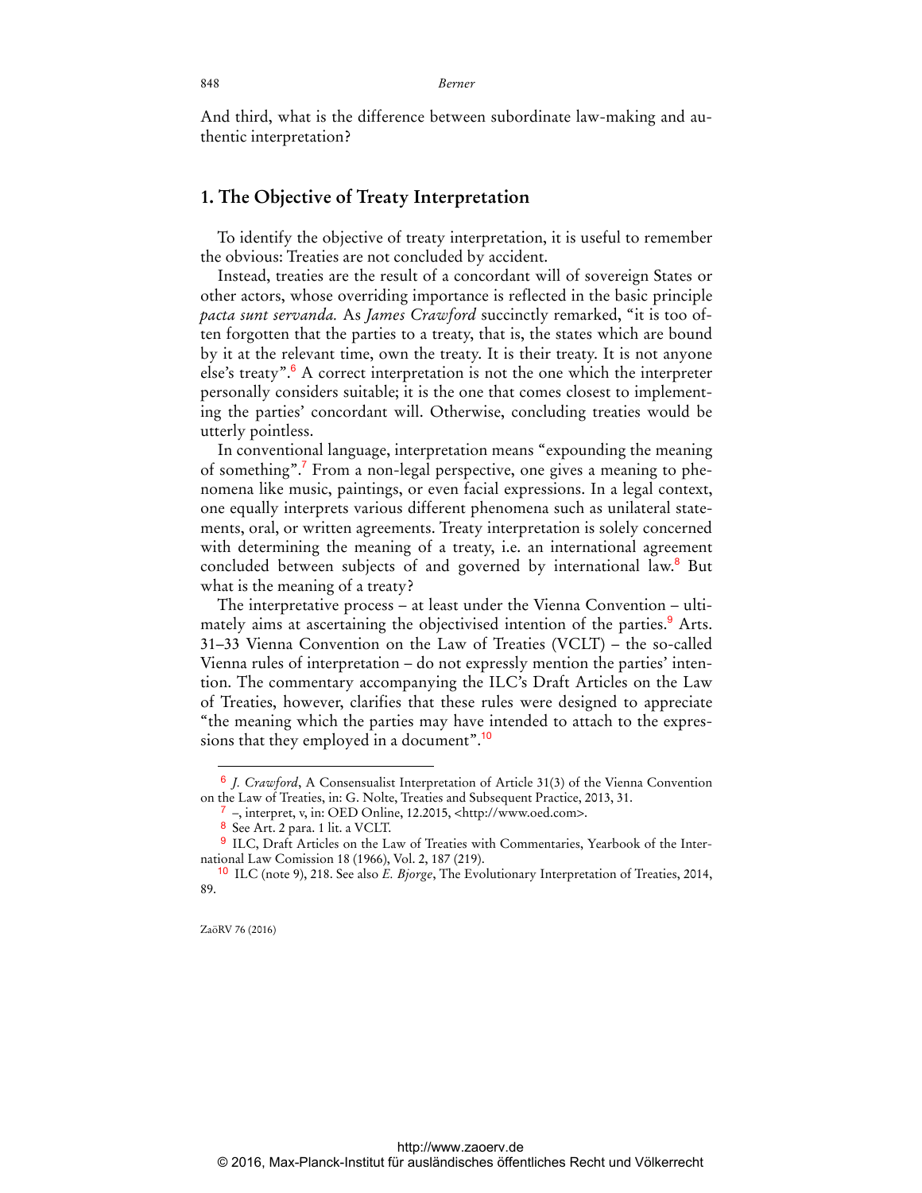And third, what is the difference between subordinate law-making and authentic interpretation?

## 1. The Objective of Treaty Interpretation

To identify the objective of treaty interpretation, it is useful to remember the obvious: Treaties are not concluded by accident.

Instead, treaties are the result of a concordant will of sovereign States or other actors, whose overriding importance is reflected in the basic principle *pacta sunt servanda.* As *James Crawford* succinctly remarked, "it is too often forgotten that the parties to a treaty, that is, the states which are bound by it at the relevant time, own the treaty. It is their treaty. It is not anyone else's treaty".[6] A correct interpretation is not the one which the interpreter personally considers suitable; it is the one that comes closest to implementing the parties' concordant will. Otherwise, concluding treaties would be utterly pointless.

In conventional language, interpretation means "expounding the meaning of something".[7] From a non-legal perspective, one gives a meaning to phenomena like music, paintings, or even facial expressions. In a legal context, one equally interprets various different phenomena such as unilateral statements, oral, or written agreements. Treaty interpretation is solely concerned with determining the meaning of a treaty, i.e. an international agreement concluded between subjects of and governed by international law.[8] But what is the meaning of a treaty?

The interpretative process – at least under the Vienna Convention – ultimately aims at ascertaining the objectivised intention of the parties.[9] Arts. 31–33 Vienna Convention on the Law of Treaties (VCLT) – the so-called Vienna rules of interpretation – do not expressly mention the parties' intention. The commentary accompanying the ILC's Draft Articles on the Law of Treaties, however, clarifies that these rules were designed to appreciate "the meaning which the parties may have intended to attach to the expressions that they employed in a document".[10]

---

[6] *J. Crawford*, A Consensualist Interpretation of Article 31(3) of the Vienna Convention on the Law of Treaties, in: G. Nolte, Treaties and Subsequent Practice, 2013, 31.

[7] –, interpret, v, in: OED Online, 12.2015, <http://www.oed.com>.

[8] See Art. 2 para. 1 lit. a VCLT.

[9] ILC, Draft Articles on the Law of Treaties with Commentaries, Yearbook of the International Law Comission 18 (1966), Vol. 2, 187 (219).

[10] ILC (note 9), 218. See also *E. Bjorge*, The Evolutionary Interpretation of Treaties, 2014, 89.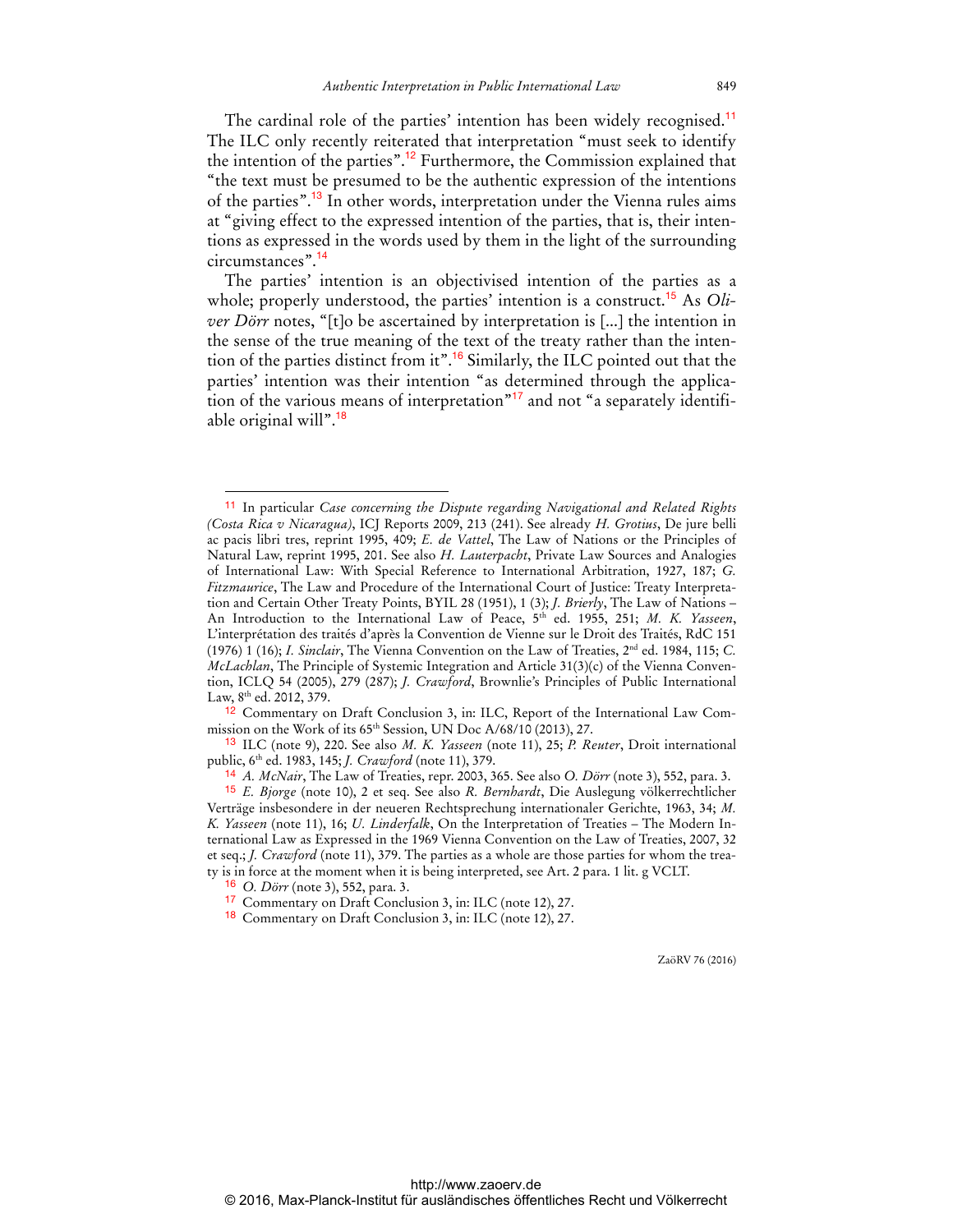The cardinal role of the parties' intention has been widely recognised.[11] The ILC only recently reiterated that interpretation "must seek to identify the intention of the parties".[12] Furthermore, the Commission explained that "the text must be presumed to be the authentic expression of the intentions of the parties".[13] In other words, interpretation under the Vienna rules aims at "giving effect to the expressed intention of the parties, that is, their intentions as expressed in the words used by them in the light of the surrounding circumstances".[14]

The parties' intention is an objectivised intention of the parties as a whole; properly understood, the parties' intention is a construct.[15] As *Oliver Dörr* notes, "[t]o be ascertained by interpretation is [...] the intention in the sense of the true meaning of the text of the treaty rather than the intention of the parties distinct from it".[16] Similarly, the ILC pointed out that the parties' intention was their intention "as determined through the application of the various means of interpretation"[17] and not "a separately identifiable original will".[18]

---

[11] In particular *Case concerning the Dispute regarding Navigational and Related Rights (Costa Rica v Nicaragua)*, ICJ Reports 2009, 213 (241). See already *H. Grotius*, De jure belli ac pacis libri tres, reprint 1995, 409; *E. de Vattel*, The Law of Nations or the Principles of Natural Law, reprint 1995, 201. See also *H. Lauterpacht*, Private Law Sources and Analogies of International Law: With Special Reference to International Arbitration, 1927, 187; *G. Fitzmaurice*, The Law and Procedure of the International Court of Justice: Treaty Interpretation and Certain Other Treaty Points, BYIL 28 (1951), 1 (3); *J. Brierly*, The Law of Nations – An Introduction to the International Law of Peace, 5th ed. 1955, 251; *M. K. Yasseen*, L'interprétation des traités d'après la Convention de Vienne sur le Droit des Traités, RdC 151 (1976) 1 (16); *I. Sinclair*, The Vienna Convention on the Law of Treaties, 2nd ed. 1984, 115; *C. McLachlan*, The Principle of Systemic Integration and Article 31(3)(c) of the Vienna Convention, ICLQ 54 (2005), 279 (287); *J. Crawford*, Brownlie's Principles of Public International Law, 8th ed. 2012, 379.

[12] Commentary on Draft Conclusion 3, in: ILC, Report of the International Law Commission on the Work of its 65th Session, UN Doc A/68/10 (2013), 27.

[13] ILC (note 9), 220. See also *M. K. Yasseen* (note 11), 25; *P. Reuter*, Droit international public, 6th ed. 1983, 145; *J. Crawford* (note 11), 379.

[14] *A. McNair*, The Law of Treaties, repr. 2003, 365. See also *O. Dörr* (note 3), 552, para. 3.

[15] *E. Bjorge* (note 10), 2 et seq. See also *R. Bernhardt*, Die Auslegung völkerrechtlicher Verträge insbesondere in der neueren Rechtsprechung internationaler Gerichte, 1963, 34; *M. K. Yasseen* (note 11), 16; *U. Linderfalk*, On the Interpretation of Treaties – The Modern International Law as Expressed in the 1969 Vienna Convention on the Law of Treaties, 2007, 32 et seq.; *J. Crawford* (note 11), 379. The parties as a whole are those parties for whom the treaty is in force at the moment when it is being interpreted, see Art. 2 para. 1 lit. g VCLT.

[16] *O. Dörr* (note 3), 552, para. 3.

[17] Commentary on Draft Conclusion 3, in: ILC (note 12), 27.

[18] Commentary on Draft Conclusion 3, in: ILC (note 12), 27.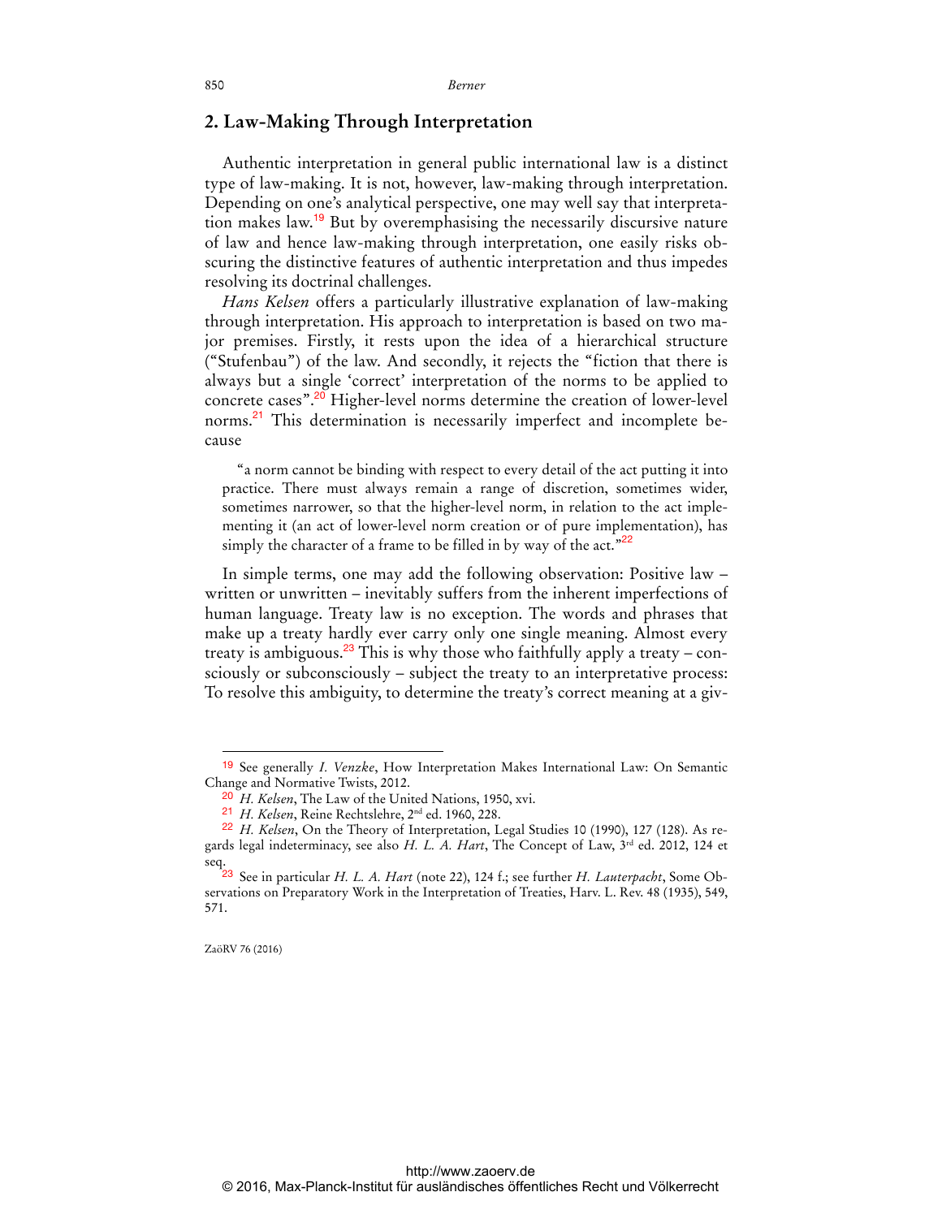## 2. Law-Making Through Interpretation

Authentic interpretation in general public international law is a distinct type of law-making. It is not, however, law-making through interpretation. Depending on one's analytical perspective, one may well say that interpretation makes law.[19] But by overemphasising the necessarily discursive nature of law and hence law-making through interpretation, one easily risks obscuring the distinctive features of authentic interpretation and thus impedes resolving its doctrinal challenges.

*Hans Kelsen* offers a particularly illustrative explanation of law-making through interpretation. His approach to interpretation is based on two major premises. Firstly, it rests upon the idea of a hierarchical structure ("Stufenbau") of the law. And secondly, it rejects the "fiction that there is always but a single 'correct' interpretation of the norms to be applied to concrete cases".[20] Higher-level norms determine the creation of lower-level norms.[21] This determination is necessarily imperfect and incomplete because

> "a norm cannot be binding with respect to every detail of the act putting it into practice. There must always remain a range of discretion, sometimes wider, sometimes narrower, so that the higher-level norm, in relation to the act implementing it (an act of lower-level norm creation or of pure implementation), has simply the character of a frame to be filled in by way of the act."[22]

In simple terms, one may add the following observation: Positive law – written or unwritten – inevitably suffers from the inherent imperfections of human language. Treaty law is no exception. The words and phrases that make up a treaty hardly ever carry only one single meaning. Almost every treaty is ambiguous.[23] This is why those who faithfully apply a treaty – consciously or subconsciously – subject the treaty to an interpretative process: To resolve this ambiguity, to determine the treaty's correct meaning at a giv-

---

[19] See generally *I. Venzke*, How Interpretation Makes International Law: On Semantic Change and Normative Twists, 2012.

[20] *H. Kelsen*, The Law of the United Nations, 1950, xvi.

[21] *H. Kelsen*, Reine Rechtslehre, 2nd ed. 1960, 228.

[22] *H. Kelsen*, On the Theory of Interpretation, Legal Studies 10 (1990), 127 (128). As regards legal indeterminacy, see also *H. L. A. Hart*, The Concept of Law, 3rd ed. 2012, 124 et seq.

[23] See in particular *H. L. A. Hart* (note 22), 124 f.; see further *H. Lauterpacht*, Some Observations on Preparatory Work in the Interpretation of Treaties, Harv. L. Rev. 48 (1935), 549, 571.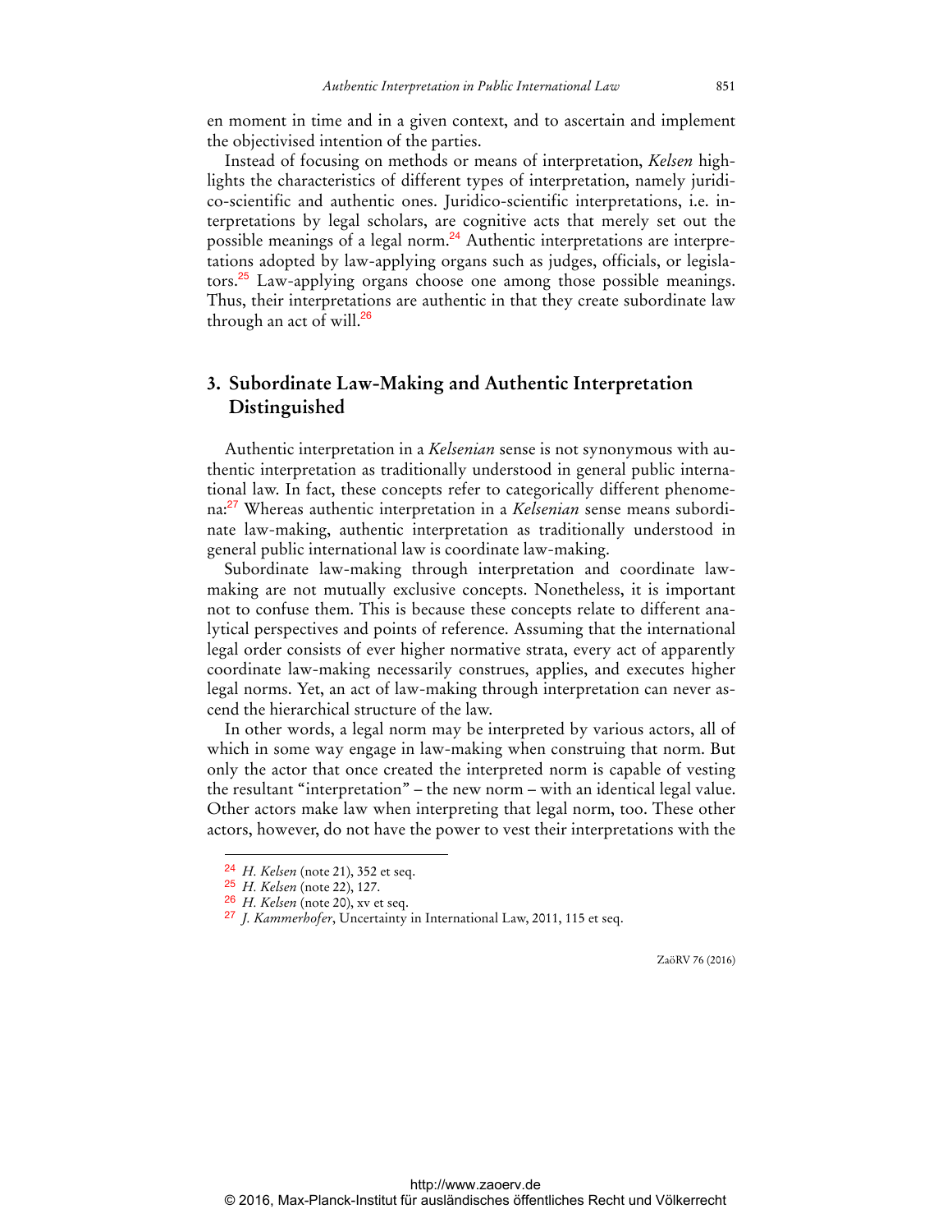en moment in time and in a given context, and to ascertain and implement the objectivised intention of the parties.

Instead of focusing on methods or means of interpretation, *Kelsen* highlights the characteristics of different types of interpretation, namely juridico-scientific and authentic ones. Juridico-scientific interpretations, i.e. interpretations by legal scholars, are cognitive acts that merely set out the possible meanings of a legal norm.[24] Authentic interpretations are interpretations adopted by law-applying organs such as judges, officials, or legislators.[25] Law-applying organs choose one among those possible meanings. Thus, their interpretations are authentic in that they create subordinate law through an act of will.[26]

## 3. Subordinate Law-Making and Authentic Interpretation Distinguished

Authentic interpretation in a *Kelsenian* sense is not synonymous with authentic interpretation as traditionally understood in general public international law. In fact, these concepts refer to categorically different phenomena:[27] Whereas authentic interpretation in a *Kelsenian* sense means subordinate law-making, authentic interpretation as traditionally understood in general public international law is coordinate law-making.

Subordinate law-making through interpretation and coordinate law-making are not mutually exclusive concepts. Nonetheless, it is important not to confuse them. This is because these concepts relate to different analytical perspectives and points of reference. Assuming that the international legal order consists of ever higher normative strata, every act of apparently coordinate law-making necessarily construes, applies, and executes higher legal norms. Yet, an act of law-making through interpretation can never ascend the hierarchical structure of the law.

In other words, a legal norm may be interpreted by various actors, all of which in some way engage in law-making when construing that norm. But only the actor that once created the interpreted norm is capable of vesting the resultant "interpretation" – the new norm – with an identical legal value. Other actors make law when interpreting that legal norm, too. These other actors, however, do not have the power to vest their interpretations with the

---

[24] *H. Kelsen* (note 21), 352 et seq.

[25] *H. Kelsen* (note 22), 127.

[26] *H. Kelsen* (note 20), xv et seq.

[27] *J. Kammerhofer*, Uncertainty in International Law, 2011, 115 et seq.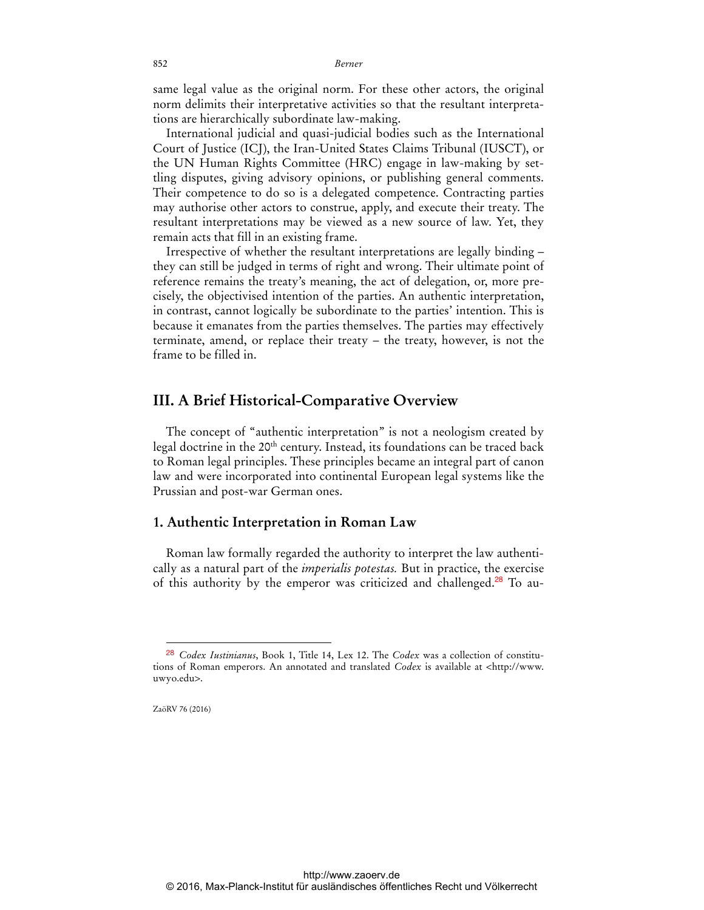same legal value as the original norm. For these other actors, the original norm delimits their interpretative activities so that the resultant interpretations are hierarchically subordinate law-making.

International judicial and quasi-judicial bodies such as the International Court of Justice (ICJ), the Iran-United States Claims Tribunal (IUSCT), or the UN Human Rights Committee (HRC) engage in law-making by settling disputes, giving advisory opinions, or publishing general comments. Their competence to do so is a delegated competence. Contracting parties may authorise other actors to construe, apply, and execute their treaty. The resultant interpretations may be viewed as a new source of law. Yet, they remain acts that fill in an existing frame.

Irrespective of whether the resultant interpretations are legally binding – they can still be judged in terms of right and wrong. Their ultimate point of reference remains the treaty's meaning, the act of delegation, or, more precisely, the objectivised intention of the parties. An authentic interpretation, in contrast, cannot logically be subordinate to the parties' intention. This is because it emanates from the parties themselves. The parties may effectively terminate, amend, or replace their treaty – the treaty, however, is not the frame to be filled in.

## III. A Brief Historical-Comparative Overview

The concept of "authentic interpretation" is not a neologism created by legal doctrine in the 20th century. Instead, its foundations can be traced back to Roman legal principles. These principles became an integral part of canon law and were incorporated into continental European legal systems like the Prussian and post-war German ones.

### 1. Authentic Interpretation in Roman Law

Roman law formally regarded the authority to interpret the law authentically as a natural part of the *imperialis potestas.* But in practice, the exercise of this authority by the emperor was criticized and challenged.[28] To au-

---

[28] *Codex Iustinianus*, Book 1, Title 14, Lex 12. The *Codex* was a collection of constitutions of Roman emperors. An annotated and translated *Codex* is available at <http://www.uwyo.edu>.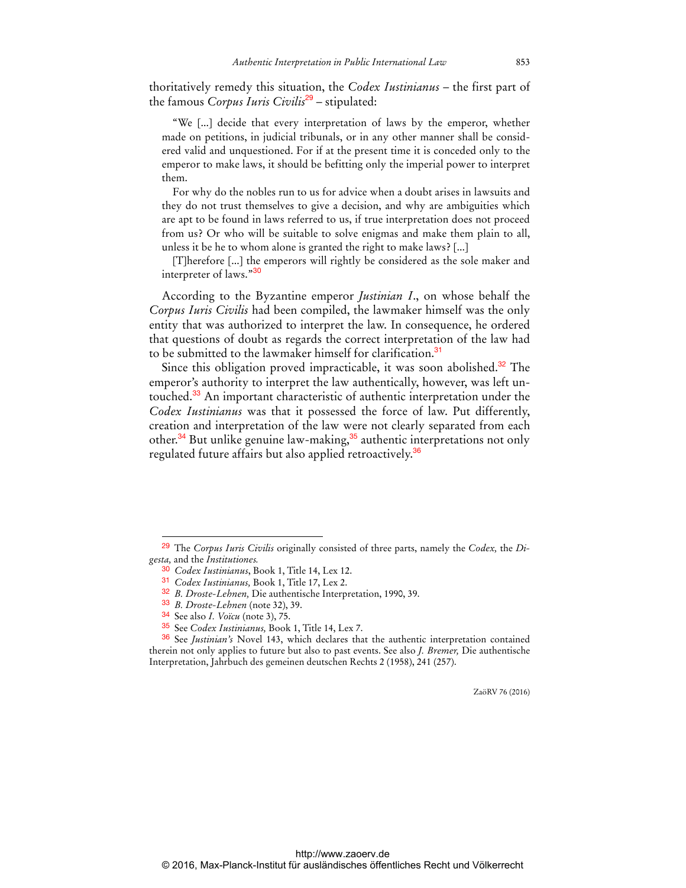thoritatively remedy this situation, the *Codex Iustinianus* – the first part of the famous *Corpus Iuris Civilis*[29] – stipulated:

> "We [...] decide that every interpretation of laws by the emperor, whether made on petitions, in judicial tribunals, or in any other manner shall be considered valid and unquestioned. For if at the present time it is conceded only to the emperor to make laws, it should be befitting only the imperial power to interpret them.
>
> For why do the nobles run to us for advice when a doubt arises in lawsuits and they do not trust themselves to give a decision, and why are ambiguities which are apt to be found in laws referred to us, if true interpretation does not proceed from us? Or who will be suitable to solve enigmas and make them plain to all, unless it be he to whom alone is granted the right to make laws? [...]
>
> [T]herefore [...] the emperors will rightly be considered as the sole maker and interpreter of laws."[30]

According to the Byzantine emperor *Justinian I.*, on whose behalf the *Corpus Iuris Civilis* had been compiled, the lawmaker himself was the only entity that was authorized to interpret the law. In consequence, he ordered that questions of doubt as regards the correct interpretation of the law had to be submitted to the lawmaker himself for clarification.[31]

Since this obligation proved impracticable, it was soon abolished.[32] The emperor's authority to interpret the law authentically, however, was left untouched.[33] An important characteristic of authentic interpretation under the *Codex Iustinianus* was that it possessed the force of law. Put differently, creation and interpretation of the law were not clearly separated from each other.[34] But unlike genuine law-making,[35] authentic interpretations not only regulated future affairs but also applied retroactively.[36]

---

[29] The *Corpus Iuris Civilis* originally consisted of three parts, namely the *Codex,* the *Digesta,* and the *Institutiones.*

[30] *Codex Iustinianus*, Book 1, Title 14, Lex 12.

[31] *Codex Iustinianus,* Book 1, Title 17, Lex 2.

[32] *B. Droste-Lehnen,* Die authentische Interpretation, 1990, 39.

[33] *B. Droste-Lehnen* (note 32), 39.

[34] See also *I. Voïcu* (note 3), 75.

[35] See *Codex Iustinianus,* Book 1, Title 14, Lex 7.

[36] See *Justinian's* Novel 143, which declares that the authentic interpretation contained therein not only applies to future but also to past events. See also *J. Bremer,* Die authentische Interpretation, Jahrbuch des gemeinen deutschen Rechts 2 (1958), 241 (257).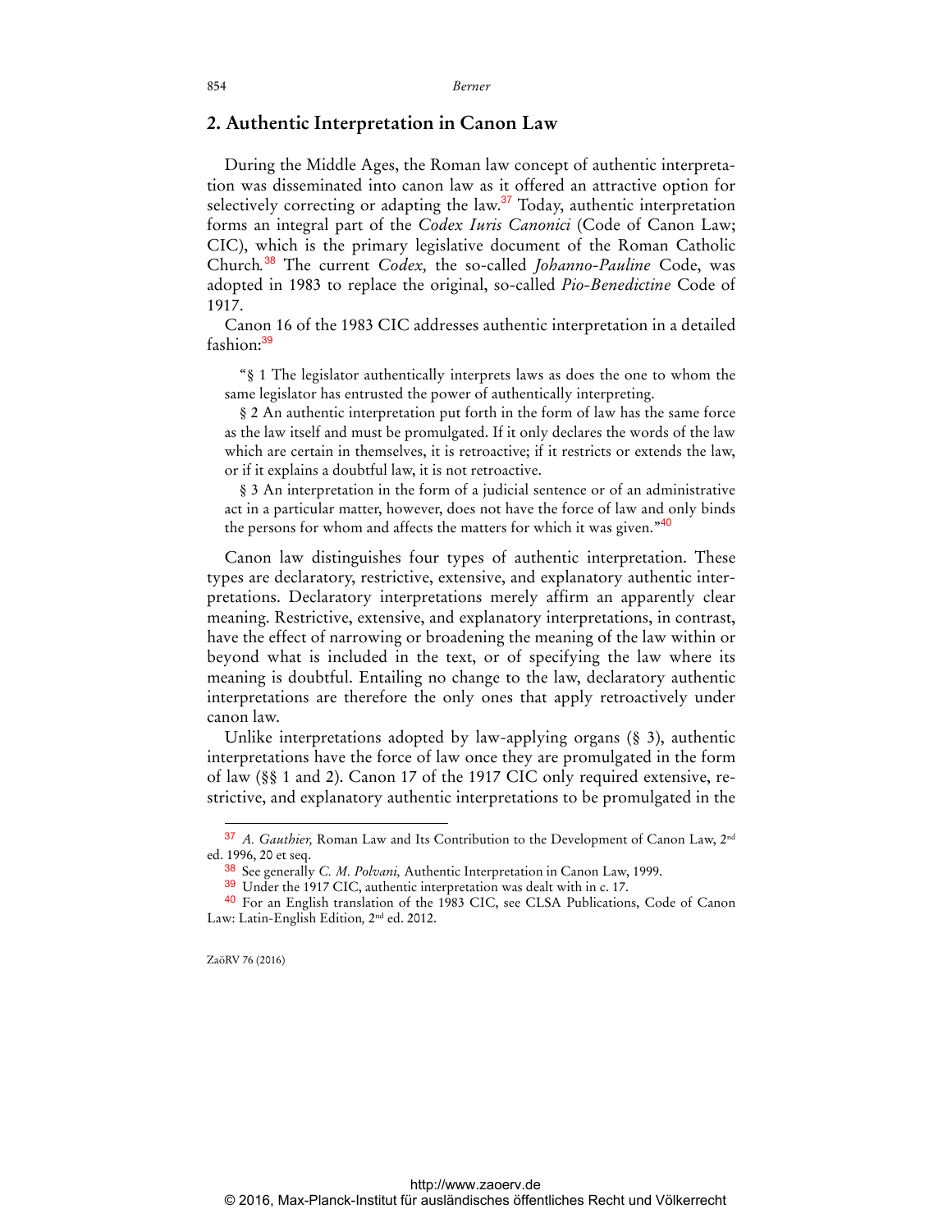## 2. Authentic Interpretation in Canon Law

During the Middle Ages, the Roman law concept of authentic interpretation was disseminated into canon law as it offered an attractive option for selectively correcting or adapting the law.[37] Today, authentic interpretation forms an integral part of the *Codex Iuris Canonici* (Code of Canon Law; CIC), which is the primary legislative document of the Roman Catholic Church.[38] The current *Codex,* the so-called *Johanno-Pauline* Code, was adopted in 1983 to replace the original, so-called *Pio-Benedictine* Code of 1917.

Canon 16 of the 1983 CIC addresses authentic interpretation in a detailed fashion:[39]

> "§ 1 The legislator authentically interprets laws as does the one to whom the same legislator has entrusted the power of authentically interpreting.
>
> § 2 An authentic interpretation put forth in the form of law has the same force as the law itself and must be promulgated. If it only declares the words of the law which are certain in themselves, it is retroactive; if it restricts or extends the law, or if it explains a doubtful law, it is not retroactive.
>
> § 3 An interpretation in the form of a judicial sentence or of an administrative act in a particular matter, however, does not have the force of law and only binds the persons for whom and affects the matters for which it was given."[40]

Canon law distinguishes four types of authentic interpretation. These types are declaratory, restrictive, extensive, and explanatory authentic interpretations. Declaratory interpretations merely affirm an apparently clear meaning. Restrictive, extensive, and explanatory interpretations, in contrast, have the effect of narrowing or broadening the meaning of the law within or beyond what is included in the text, or of specifying the law where its meaning is doubtful. Entailing no change to the law, declaratory authentic interpretations are therefore the only ones that apply retroactively under canon law.

Unlike interpretations adopted by law-applying organs (§ 3), authentic interpretations have the force of law once they are promulgated in the form of law (§§ 1 and 2). Canon 17 of the 1917 CIC only required extensive, restrictive, and explanatory authentic interpretations to be promulgated in the

---

[37] *A. Gauthier,* Roman Law and Its Contribution to the Development of Canon Law, 2nd ed. 1996, 20 et seq.

[38] See generally *C. M. Polvani,* Authentic Interpretation in Canon Law, 1999.

[39] Under the 1917 CIC, authentic interpretation was dealt with in c. 17.

[40] For an English translation of the 1983 CIC, see CLSA Publications, Code of Canon Law: Latin-English Edition*,* 2nd ed. 2012.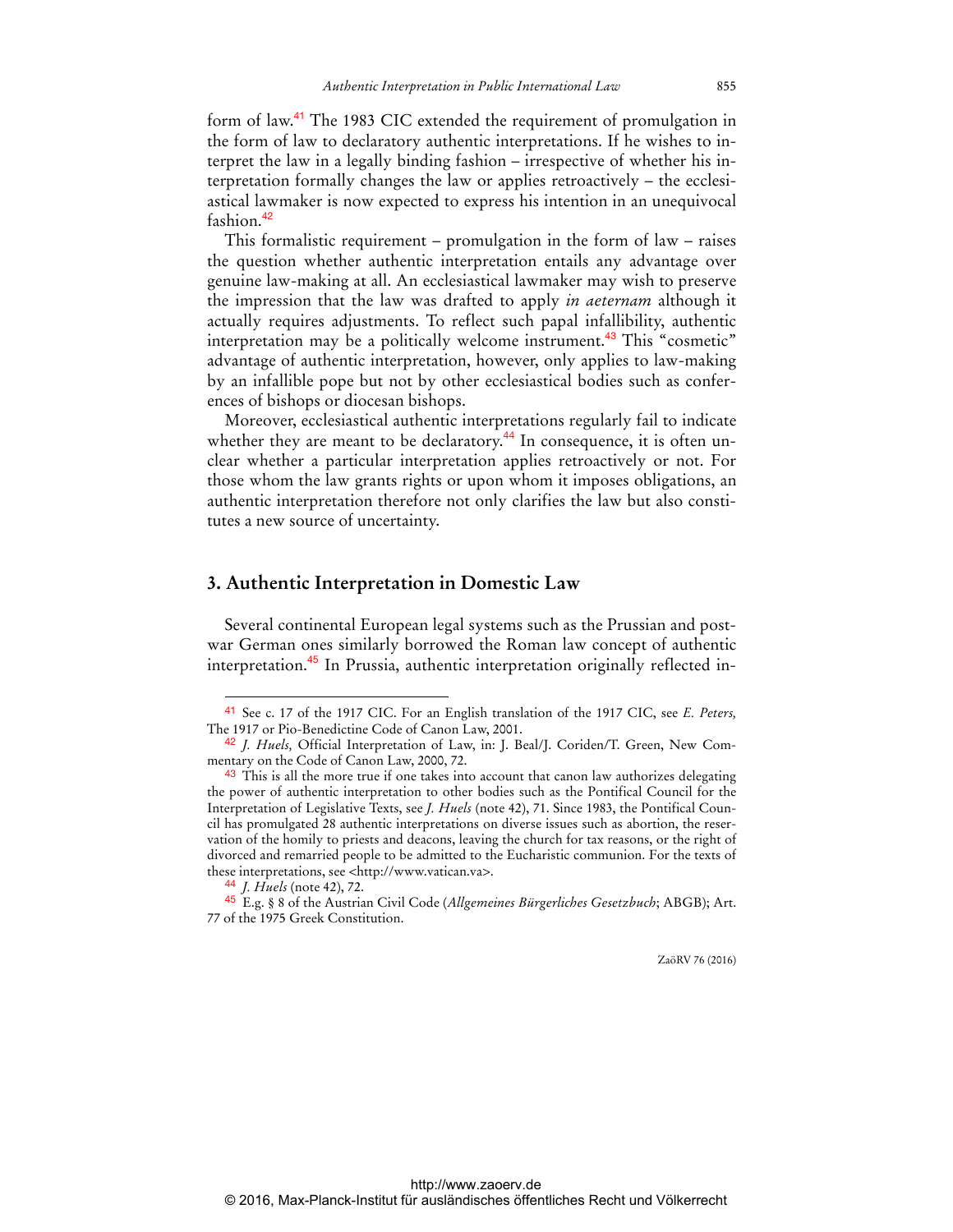form of law.[41] The 1983 CIC extended the requirement of promulgation in the form of law to declaratory authentic interpretations. If he wishes to interpret the law in a legally binding fashion – irrespective of whether his interpretation formally changes the law or applies retroactively – the ecclesiastical lawmaker is now expected to express his intention in an unequivocal fashion.[42]

This formalistic requirement – promulgation in the form of law – raises the question whether authentic interpretation entails any advantage over genuine law-making at all. An ecclesiastical lawmaker may wish to preserve the impression that the law was drafted to apply *in aeternam* although it actually requires adjustments. To reflect such papal infallibility, authentic interpretation may be a politically welcome instrument.[43] This "cosmetic" advantage of authentic interpretation, however, only applies to law-making by an infallible pope but not by other ecclesiastical bodies such as conferences of bishops or diocesan bishops.

Moreover, ecclesiastical authentic interpretations regularly fail to indicate whether they are meant to be declaratory.[44] In consequence, it is often unclear whether a particular interpretation applies retroactively or not. For those whom the law grants rights or upon whom it imposes obligations, an authentic interpretation therefore not only clarifies the law but also constitutes a new source of uncertainty.

## 3. Authentic Interpretation in Domestic Law

Several continental European legal systems such as the Prussian and post-war German ones similarly borrowed the Roman law concept of authentic interpretation.[45] In Prussia, authentic interpretation originally reflected in-

---

[41] See c. 17 of the 1917 CIC. For an English translation of the 1917 CIC, see *E. Peters,* The 1917 or Pio-Benedictine Code of Canon Law, 2001.

[42] *J. Huels,* Official Interpretation of Law, in: J. Beal/J. Coriden/T. Green, New Commentary on the Code of Canon Law, 2000, 72.

[43] This is all the more true if one takes into account that canon law authorizes delegating the power of authentic interpretation to other bodies such as the Pontifical Council for the Interpretation of Legislative Texts, see *J. Huels* (note 42), 71. Since 1983, the Pontifical Council has promulgated 28 authentic interpretations on diverse issues such as abortion, the reservation of the homily to priests and deacons, leaving the church for tax reasons, or the right of divorced and remarried people to be admitted to the Eucharistic communion. For the texts of these interpretations, see <http://www.vatican.va>.

[44] *J. Huels* (note 42), 72.

[45] E.g. § 8 of the Austrian Civil Code (*Allgemeines Bürgerliches Gesetzbuch*; ABGB); Art. 77 of the 1975 Greek Constitution.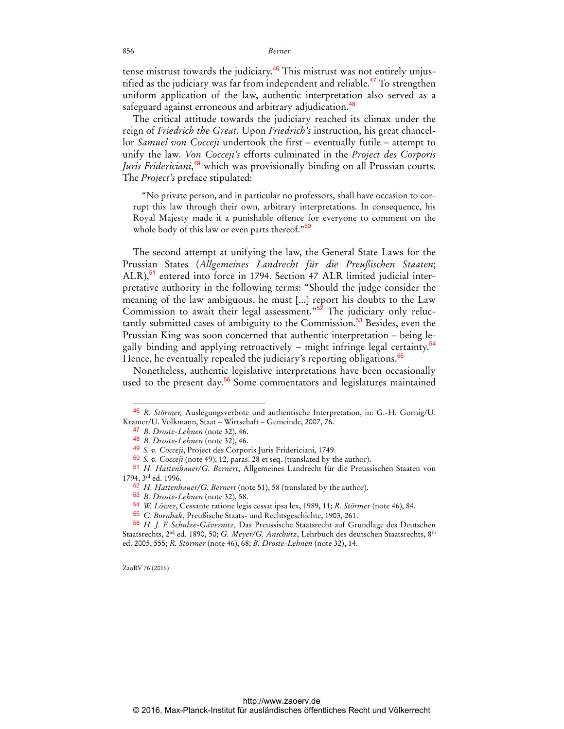tense mistrust towards the judiciary.[46] This mistrust was not entirely unjustified as the judiciary was far from independent and reliable.[47] To strengthen uniform application of the law, authentic interpretation also served as a safeguard against erroneous and arbitrary adjudication.[48]

The critical attitude towards the judiciary reached its climax under the reign of *Friedrich the Great*. Upon *Friedrich's* instruction, his great chancellor *Samuel von Cocceji* undertook the first – eventually futile – attempt to unify the law. *Von Cocceji's* efforts culminated in the *Project des Corporis Juris Fridericiani*,[49] which was provisionally binding on all Prussian courts. The *Project's* preface stipulated:

> "No private person, and in particular no professors, shall have occasion to corrupt this law through their own, arbitrary interpretations. In consequence, his Royal Majesty made it a punishable offence for everyone to comment on the whole body of this law or even parts thereof."[50]

The second attempt at unifying the law, the General State Laws for the Prussian States (*Allgemeines Landrecht für die Preußischen Staaten*; ALR),[51] entered into force in 1794. Section 47 ALR limited judicial interpretative authority in the following terms: "Should the judge consider the meaning of the law ambiguous, he must [...] report his doubts to the Law Commission to await their legal assessment."[52] The judiciary only reluctantly submitted cases of ambiguity to the Commission.[53] Besides, even the Prussian King was soon concerned that authentic interpretation – being legally binding and applying retroactively – might infringe legal certainty.[54] Hence, he eventually repealed the judiciary's reporting obligations.[55]

Nonetheless, authentic legislative interpretations have been occasionally used to the present day.[56] Some commentators and legislatures maintained

---

[46] *R. Störmer,* Auslegungsverbote und authentische Interpretation, in: G.-H. Gornig/U. Kramer/U. Volkmann, Staat – Wirtschaft – Gemeinde, 2007, 76.

[47] *B. Droste-Lehnen* (note 32), 46.

[48] *B. Droste-Lehnen* (note 32), 46.

[49] *S. v. Cocceji*, Project des Corporis Juris Fridericiani, 1749.

[50] *S. v. Cocceji* (note 49), 12, paras. 28 et seq. (translated by the author).

[51] *H. Hattenhauer/G. Bernert*, Allgemeines Landrecht für die Preussischen Staaten von 1794, 3rd ed. 1996.

[52] *H. Hattenhauer/G. Bernert* (note 51), 58 (translated by the author).

[53] *B. Droste-Lehnen* (note 32), 58.

[54] *W. Löwer*, Cessante ratione legis cessat ipsa lex, 1989, 11; *R. Störmer* (note 46), 84.

[55] *C. Bornhak*, Preußische Staats- und Rechtsgeschichte, 1903, 261.

[56] *H. J. F. Schulze-Gävernitz,* Das Preussische Staatsrecht auf Grundlage des Deutschen Staatsrechts, 2nd ed. 1890, 50; *G. Meyer/G. Anschütz*, Lehrbuch des deutschen Staatsrechts, 8th ed. 2005, 555; *R. Störmer* (note 46), 68; *B. Droste-Lehnen* (note 32), 14.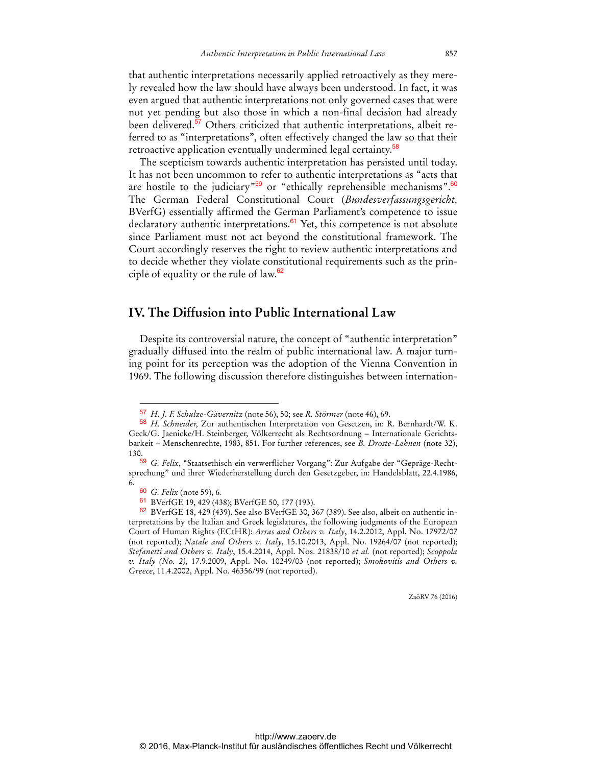that authentic interpretations necessarily applied retroactively as they merely revealed how the law should have always been understood. In fact, it was even argued that authentic interpretations not only governed cases that were not yet pending but also those in which a non-final decision had already been delivered.[57] Others criticized that authentic interpretations, albeit referred to as "interpretations", often effectively changed the law so that their retroactive application eventually undermined legal certainty.[58]

The scepticism towards authentic interpretation has persisted until today. It has not been uncommon to refer to authentic interpretations as "acts that are hostile to the judiciary"[59] or "ethically reprehensible mechanisms".[60] The German Federal Constitutional Court (*Bundesverfassungsgericht*, BVerfG) essentially affirmed the German Parliament's competence to issue declaratory authentic interpretations.[61] Yet, this competence is not absolute since Parliament must not act beyond the constitutional framework. The Court accordingly reserves the right to review authentic interpretations and to decide whether they violate constitutional requirements such as the principle of equality or the rule of law.[62]

## IV. The Diffusion into Public International Law

Despite its controversial nature, the concept of "authentic interpretation" gradually diffused into the realm of public international law. A major turning point for its perception was the adoption of the Vienna Convention in 1969. The following discussion therefore distinguishes between internation-

---

[57] *H. J. F. Schulze-Gävernitz* (note 56), 50; see *R. Störmer* (note 46), 69.

[58] *H. Schneider,* Zur authentischen Interpretation von Gesetzen, in: R. Bernhardt/W. K. Geck/G. Jaenicke/H. Steinberger, Völkerrecht als Rechtsordnung – Internationale Gerichtsbarkeit – Menschenrechte, 1983, 851. For further references, see *B. Droste-Lehnen* (note 32), 130.

[59] *G. Felix*, "Staatsethisch ein verwerflicher Vorgang": Zur Aufgabe der "Gepräge-Rechtsprechung" und ihrer Wiederherstellung durch den Gesetzgeber, in: Handelsblatt, 22.4.1986, 6.

[60] *G. Felix* (note 59), 6.

[61] BVerfGE 19, 429 (438); BVerfGE 50, 177 (193).

[62] BVerfGE 18, 429 (439). See also BVerfGE 30, 367 (389). See also, albeit on authentic interpretations by the Italian and Greek legislatures, the following judgments of the European Court of Human Rights (ECtHR): *Arras and Others v. Italy*, 14.2.2012, Appl. No. 17972/07 (not reported); *Natale and Others v. Italy*, 15.10.2013, Appl. No. 19264/07 (not reported); *Stefanetti and Others v. Italy*, 15.4.2014, Appl. Nos. 21838/10 *et al.* (not reported); *Scoppola v. Italy (No. 2)*, 17.9.2009, Appl. No. 10249/03 (not reported); *Smokovitis and Others v. Greece*, 11.4.2002, Appl. No. 46356/99 (not reported).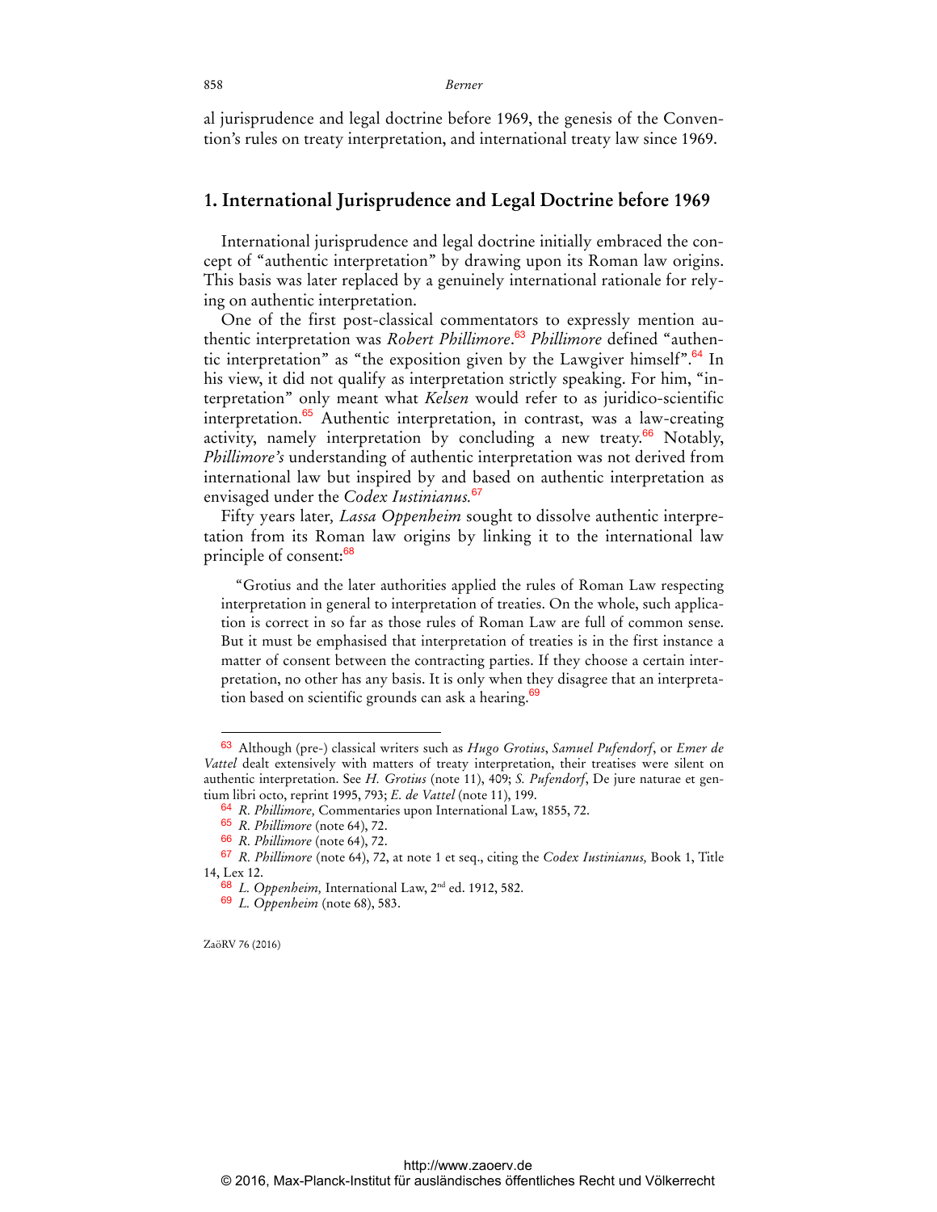al jurisprudence and legal doctrine before 1969, the genesis of the Convention's rules on treaty interpretation, and international treaty law since 1969.

## 1. International Jurisprudence and Legal Doctrine before 1969

International jurisprudence and legal doctrine initially embraced the concept of "authentic interpretation" by drawing upon its Roman law origins. This basis was later replaced by a genuinely international rationale for relying on authentic interpretation.

One of the first post-classical commentators to expressly mention authentic interpretation was *Robert Phillimore*.[63] *Phillimore* defined "authentic interpretation" as "the exposition given by the Lawgiver himself".[64] In his view, it did not qualify as interpretation strictly speaking. For him, "interpretation" only meant what *Kelsen* would refer to as juridico-scientific interpretation.[65] Authentic interpretation, in contrast, was a law-creating activity, namely interpretation by concluding a new treaty.[66] Notably, *Phillimore's* understanding of authentic interpretation was not derived from international law but inspired by and based on authentic interpretation as envisaged under the *Codex Iustinianus.*[67]

Fifty years later, *Lassa Oppenheim* sought to dissolve authentic interpretation from its Roman law origins by linking it to the international law principle of consent:[68]

> "Grotius and the later authorities applied the rules of Roman Law respecting interpretation in general to interpretation of treaties. On the whole, such application is correct in so far as those rules of Roman Law are full of common sense. But it must be emphasised that interpretation of treaties is in the first instance a matter of consent between the contracting parties. If they choose a certain interpretation, no other has any basis. It is only when they disagree that an interpretation based on scientific grounds can ask a hearing.[69]

---

[63] Although (pre-) classical writers such as *Hugo Grotius*, *Samuel Pufendorf*, or *Emer de Vattel* dealt extensively with matters of treaty interpretation, their treatises were silent on authentic interpretation. See *H. Grotius* (note 11), 409; *S. Pufendorf*, De jure naturae et gentium libri octo, reprint 1995, 793; *E. de Vattel* (note 11), 199.

[64] *R. Phillimore,* Commentaries upon International Law, 1855, 72.

[65] *R. Phillimore* (note 64), 72.

[66] *R. Phillimore* (note 64), 72.

[67] *R. Phillimore* (note 64), 72, at note 1 et seq., citing the *Codex Iustinianus,* Book 1, Title 14, Lex 12.

[68] *L. Oppenheim,* International Law, 2nd ed. 1912, 582.

[69] *L. Oppenheim* (note 68), 583.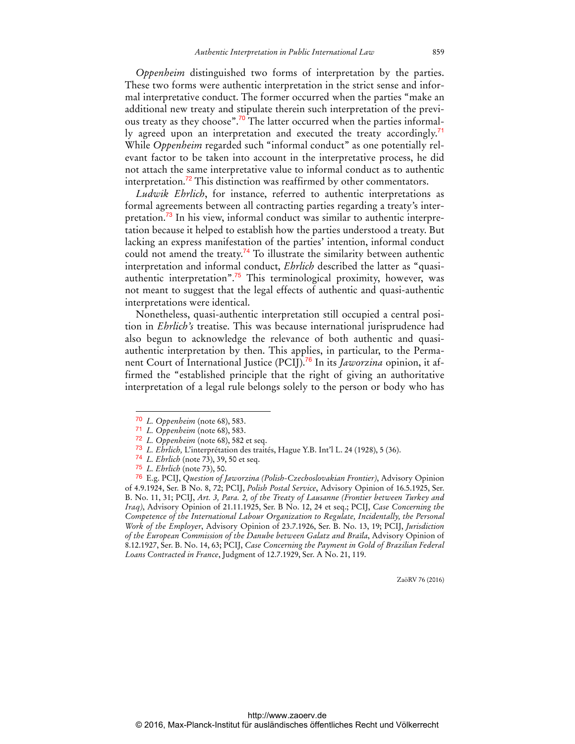*Oppenheim* distinguished two forms of interpretation by the parties. These two forms were authentic interpretation in the strict sense and informal interpretative conduct. The former occurred when the parties "make an additional new treaty and stipulate therein such interpretation of the previous treaty as they choose".[70] The latter occurred when the parties informally agreed upon an interpretation and executed the treaty accordingly.[71] While *Oppenheim* regarded such "informal conduct" as one potentially relevant factor to be taken into account in the interpretative process, he did not attach the same interpretative value to informal conduct as to authentic interpretation.[72] This distinction was reaffirmed by other commentators.

*Ludwik Ehrlich*, for instance, referred to authentic interpretations as formal agreements between all contracting parties regarding a treaty's interpretation.[73] In his view, informal conduct was similar to authentic interpretation because it helped to establish how the parties understood a treaty. But lacking an express manifestation of the parties' intention, informal conduct could not amend the treaty.[74] To illustrate the similarity between authentic interpretation and informal conduct, *Ehrlich* described the latter as "quasi-authentic interpretation".[75] This terminological proximity, however, was not meant to suggest that the legal effects of authentic and quasi-authentic interpretations were identical.

Nonetheless, quasi-authentic interpretation still occupied a central position in *Ehrlich's* treatise. This was because international jurisprudence had also begun to acknowledge the relevance of both authentic and quasi-authentic interpretation by then. This applies, in particular, to the Permanent Court of International Justice (PCIJ).[76] In its *Jaworzina* opinion, it affirmed the "established principle that the right of giving an authoritative interpretation of a legal rule belongs solely to the person or body who has

---

[70] *L. Oppenheim* (note 68), 583.

[71] *L. Oppenheim* (note 68), 583.

[72] *L. Oppenheim* (note 68), 582 et seq.

[73] *L. Ehrlich,* L'interprétation des traités, Hague Y.B. Int'l L. 24 (1928), 5 (36).

[74] *L. Ehrlich* (note 73), 39, 50 et seq.

[75] *L. Ehrlich* (note 73), 50.

[76] E.g. PCIJ, *Question of Jaworzina (Polish-Czechoslovakian Frontier)*, Advisory Opinion of 4.9.1924, Ser. B No. 8, 72; PCIJ, *Polish Postal Service*, Advisory Opinion of 16.5.1925, Ser. B. No. 11, 31; PCIJ, *Art. 3, Para. 2, of the Treaty of Lausanne (Frontier between Turkey and Iraq)*, Advisory Opinion of 21.11.1925, Ser. B No. 12, 24 et seq.; PCIJ, *Case Concerning the Competence of the International Labour Organization to Regulate, Incidentally, the Personal Work of the Employer*, Advisory Opinion of 23.7.1926, Ser. B. No. 13, 19; PCIJ, *Jurisdiction of the European Commission of the Danube between Galatz and Braïla*, Advisory Opinion of 8.12.1927, Ser. B. No. 14, 63; PCIJ, *Case Concerning the Payment in Gold of Brazilian Federal Loans Contracted in France*, Judgment of 12.7.1929, Ser. A No. 21, 119.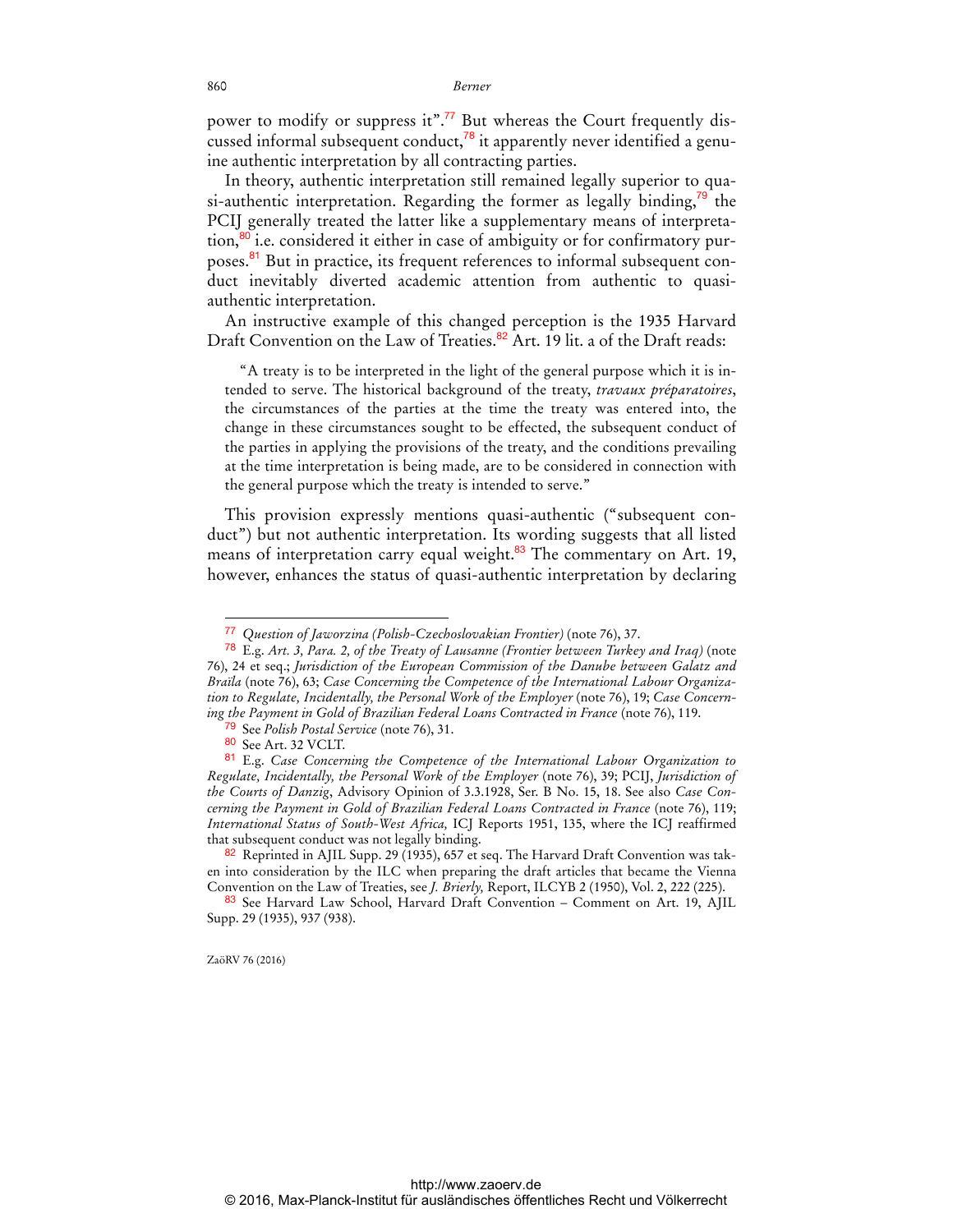power to modify or suppress it".[77] But whereas the Court frequently discussed informal subsequent conduct,[78] it apparently never identified a genuine authentic interpretation by all contracting parties.

In theory, authentic interpretation still remained legally superior to quasi-authentic interpretation. Regarding the former as legally binding,[79] the PCIJ generally treated the latter like a supplementary means of interpretation,[80] i.e. considered it either in case of ambiguity or for confirmatory purposes.[81] But in practice, its frequent references to informal subsequent conduct inevitably diverted academic attention from authentic to quasi-authentic interpretation.

An instructive example of this changed perception is the 1935 Harvard Draft Convention on the Law of Treaties.[82] Art. 19 lit. a of the Draft reads:

> "A treaty is to be interpreted in the light of the general purpose which it is intended to serve. The historical background of the treaty, *travaux préparatoires*, the circumstances of the parties at the time the treaty was entered into, the change in these circumstances sought to be effected, the subsequent conduct of the parties in applying the provisions of the treaty, and the conditions prevailing at the time interpretation is being made, are to be considered in connection with the general purpose which the treaty is intended to serve."

This provision expressly mentions quasi-authentic ("subsequent conduct") but not authentic interpretation. Its wording suggests that all listed means of interpretation carry equal weight.[83] The commentary on Art. 19, however, enhances the status of quasi-authentic interpretation by declaring

---

[77] *Question of Jaworzina (Polish-Czechoslovakian Frontier)* (note 76), 37.

[78] E.g. *Art. 3, Para. 2, of the Treaty of Lausanne (Frontier between Turkey and Iraq)* (note 76), 24 et seq.; *Jurisdiction of the European Commission of the Danube between Galatz and Braila* (note 76), 63; *Case Concerning the Competence of the International Labour Organization to Regulate, Incidentally, the Personal Work of the Employer* (note 76), 19; *Case Concerning the Payment in Gold of Brazilian Federal Loans Contracted in France* (note 76), 119.

[79] See *Polish Postal Service* (note 76), 31.

[80] See Art. 32 VCLT.

[81] E.g. *Case Concerning the Competence of the International Labour Organization to Regulate, Incidentally, the Personal Work of the Employer* (note 76), 39; PCIJ, *Jurisdiction of the Courts of Danzig*, Advisory Opinion of 3.3.1928, Ser. B No. 15, 18. See also *Case Concerning the Payment in Gold of Brazilian Federal Loans Contracted in France* (note 76), 119; *International Status of South-West Africa,* ICJ Reports 1951, 135, where the ICJ reaffirmed that subsequent conduct was not legally binding.

[82] Reprinted in AJIL Supp. 29 (1935), 657 et seq. The Harvard Draft Convention was taken into consideration by the ILC when preparing the draft articles that became the Vienna Convention on the Law of Treaties, see *J. Brierly,* Report, ILCYB 2 (1950), Vol. 2, 222 (225).

[83] See Harvard Law School, Harvard Draft Convention – Comment on Art. 19, AJIL Supp. 29 (1935), 937 (938).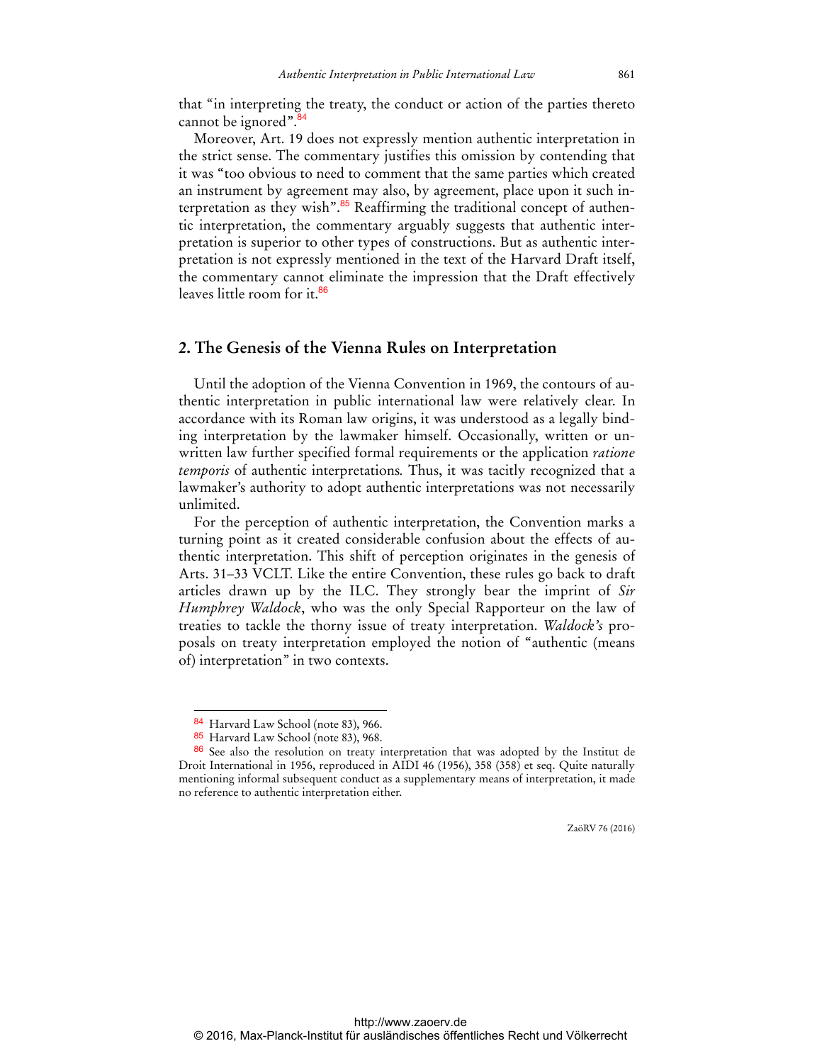that "in interpreting the treaty, the conduct or action of the parties thereto cannot be ignored".[84]

Moreover, Art. 19 does not expressly mention authentic interpretation in the strict sense. The commentary justifies this omission by contending that it was "too obvious to need to comment that the same parties which created an instrument by agreement may also, by agreement, place upon it such interpretation as they wish".[85] Reaffirming the traditional concept of authentic interpretation, the commentary arguably suggests that authentic interpretation is superior to other types of constructions. But as authentic interpretation is not expressly mentioned in the text of the Harvard Draft itself, the commentary cannot eliminate the impression that the Draft effectively leaves little room for it.[86]

## 2. The Genesis of the Vienna Rules on Interpretation

Until the adoption of the Vienna Convention in 1969, the contours of authentic interpretation in public international law were relatively clear. In accordance with its Roman law origins, it was understood as a legally binding interpretation by the lawmaker himself. Occasionally, written or unwritten law further specified formal requirements or the application *ratione temporis* of authentic interpretations. Thus, it was tacitly recognized that a lawmaker's authority to adopt authentic interpretations was not necessarily unlimited.

For the perception of authentic interpretation, the Convention marks a turning point as it created considerable confusion about the effects of authentic interpretation. This shift of perception originates in the genesis of Arts. 31–33 VCLT. Like the entire Convention, these rules go back to draft articles drawn up by the ILC. They strongly bear the imprint of *Sir Humphrey Waldock*, who was the only Special Rapporteur on the law of treaties to tackle the thorny issue of treaty interpretation. *Waldock's* proposals on treaty interpretation employed the notion of "authentic (means of) interpretation" in two contexts.

---

[84] Harvard Law School (note 83), 966.

[85] Harvard Law School (note 83), 968.

[86] See also the resolution on treaty interpretation that was adopted by the Institut de Droit International in 1956, reproduced in AIDI 46 (1956), 358 (358) et seq. Quite naturally mentioning informal subsequent conduct as a supplementary means of interpretation, it made no reference to authentic interpretation either.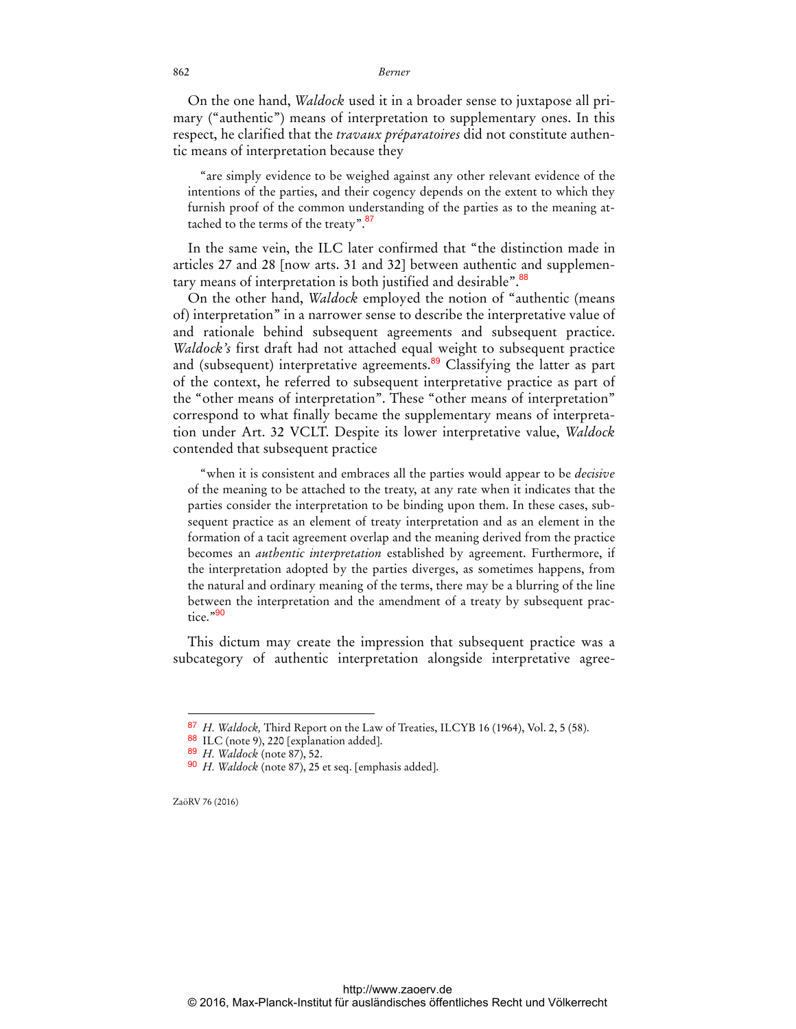On the one hand, *Waldock* used it in a broader sense to juxtapose all primary ("authentic") means of interpretation to supplementary ones. In this respect, he clarified that the *travaux préparatoires* did not constitute authentic means of interpretation because they

> "are simply evidence to be weighed against any other relevant evidence of the intentions of the parties, and their cogency depends on the extent to which they furnish proof of the common understanding of the parties as to the meaning attached to the terms of the treaty".[87]

In the same vein, the ILC later confirmed that "the distinction made in articles 27 and 28 [now arts. 31 and 32] between authentic and supplementary means of interpretation is both justified and desirable".[88]

On the other hand, *Waldock* employed the notion of "authentic (means of) interpretation" in a narrower sense to describe the interpretative value of and rationale behind subsequent agreements and subsequent practice. *Waldock's* first draft had not attached equal weight to subsequent practice and (subsequent) interpretative agreements.[89] Classifying the latter as part of the context, he referred to subsequent interpretative practice as part of the "other means of interpretation". These "other means of interpretation" correspond to what finally became the supplementary means of interpretation under Art. 32 VCLT. Despite its lower interpretative value, *Waldock* contended that subsequent practice

> "when it is consistent and embraces all the parties would appear to be *decisive* of the meaning to be attached to the treaty, at any rate when it indicates that the parties consider the interpretation to be binding upon them. In these cases, subsequent practice as an element of treaty interpretation and as an element in the formation of a tacit agreement overlap and the meaning derived from the practice becomes an *authentic interpretation* established by agreement. Furthermore, if the interpretation adopted by the parties diverges, as sometimes happens, from the natural and ordinary meaning of the terms, there may be a blurring of the line between the interpretation and the amendment of a treaty by subsequent practice."[90]

This dictum may create the impression that subsequent practice was a subcategory of authentic interpretation alongside interpretative agree-

---

[87] *H. Waldock*, Third Report on the Law of Treaties, ILCYB 16 (1964), Vol. 2, 5 (58).

[88] ILC (note 9), 220 [explanation added].

[89] *H. Waldock* (note 87), 52.

[90] *H. Waldock* (note 87), 25 et seq. [emphasis added].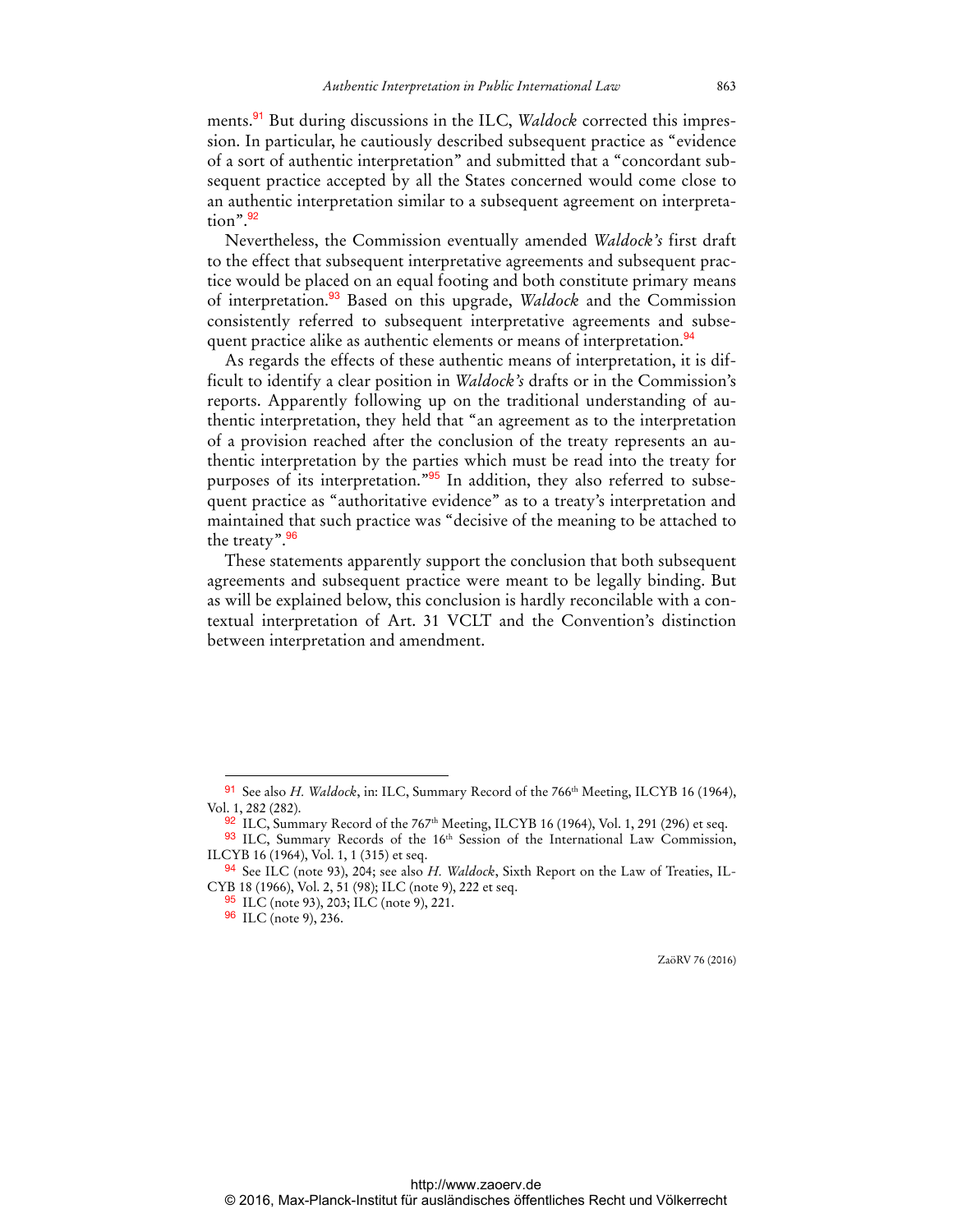ments.[91] But during discussions in the ILC, *Waldock* corrected this impression. In particular, he cautiously described subsequent practice as "evidence of a sort of authentic interpretation" and submitted that a "concordant subsequent practice accepted by all the States concerned would come close to an authentic interpretation similar to a subsequent agreement on interpretation".[92]

Nevertheless, the Commission eventually amended *Waldock's* first draft to the effect that subsequent interpretative agreements and subsequent practice would be placed on an equal footing and both constitute primary means of interpretation.[93] Based on this upgrade, *Waldock* and the Commission consistently referred to subsequent interpretative agreements and subsequent practice alike as authentic elements or means of interpretation.[94]

As regards the effects of these authentic means of interpretation, it is difficult to identify a clear position in *Waldock's* drafts or in the Commission's reports. Apparently following up on the traditional understanding of authentic interpretation, they held that "an agreement as to the interpretation of a provision reached after the conclusion of the treaty represents an authentic interpretation by the parties which must be read into the treaty for purposes of its interpretation."[95] In addition, they also referred to subsequent practice as "authoritative evidence" as to a treaty's interpretation and maintained that such practice was "decisive of the meaning to be attached to the treaty".[96]

These statements apparently support the conclusion that both subsequent agreements and subsequent practice were meant to be legally binding. But as will be explained below, this conclusion is hardly reconcilable with a contextual interpretation of Art. 31 VCLT and the Convention's distinction between interpretation and amendment.

---

[91] See also *H. Waldock*, in: ILC, Summary Record of the 766th Meeting, ILCYB 16 (1964), Vol. 1, 282 (282).

[92] ILC, Summary Record of the 767th Meeting, ILCYB 16 (1964), Vol. 1, 291 (296) et seq.

[93] ILC, Summary Records of the 16th Session of the International Law Commission, ILCYB 16 (1964), Vol. 1, 1 (315) et seq.

[94] See ILC (note 93), 204; see also *H. Waldock*, Sixth Report on the Law of Treaties, ILCYB 18 (1966), Vol. 2, 51 (98); ILC (note 9), 222 et seq.

[95] ILC (note 93), 203; ILC (note 9), 221.

[96] ILC (note 9), 236.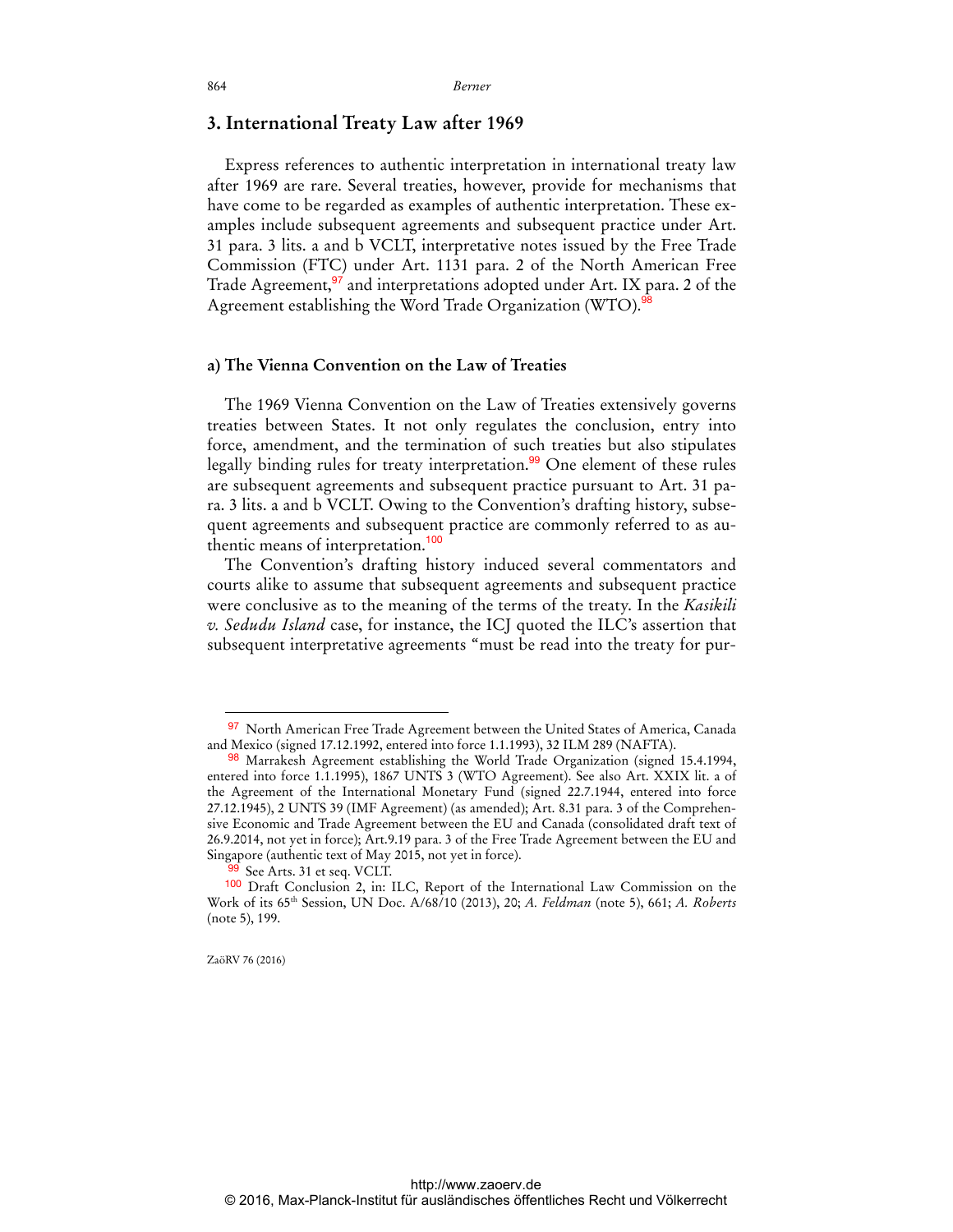## 3. International Treaty Law after 1969

Express references to authentic interpretation in international treaty law after 1969 are rare. Several treaties, however, provide for mechanisms that have come to be regarded as examples of authentic interpretation. These examples include subsequent agreements and subsequent practice under Art. 31 para. 3 lits. a and b VCLT, interpretative notes issued by the Free Trade Commission (FTC) under Art. 1131 para. 2 of the North American Free Trade Agreement,[97] and interpretations adopted under Art. IX para. 2 of the Agreement establishing the Word Trade Organization (WTO).[98]

### a) The Vienna Convention on the Law of Treaties

The 1969 Vienna Convention on the Law of Treaties extensively governs treaties between States. It not only regulates the conclusion, entry into force, amendment, and the termination of such treaties but also stipulates legally binding rules for treaty interpretation.[99] One element of these rules are subsequent agreements and subsequent practice pursuant to Art. 31 para. 3 lits. a and b VCLT. Owing to the Convention's drafting history, subsequent agreements and subsequent practice are commonly referred to as authentic means of interpretation.[100]

The Convention's drafting history induced several commentators and courts alike to assume that subsequent agreements and subsequent practice were conclusive as to the meaning of the terms of the treaty. In the *Kasikili v. Sedudu Island* case, for instance, the ICJ quoted the ILC's assertion that subsequent interpretative agreements "must be read into the treaty for pur-

---

[97] North American Free Trade Agreement between the United States of America, Canada and Mexico (signed 17.12.1992, entered into force 1.1.1993), 32 ILM 289 (NAFTA).

[98] Marrakesh Agreement establishing the World Trade Organization (signed 15.4.1994, entered into force 1.1.1995), 1867 UNTS 3 (WTO Agreement). See also Art. XXIX lit. a of the Agreement of the International Monetary Fund (signed 22.7.1944, entered into force 27.12.1945), 2 UNTS 39 (IMF Agreement) (as amended); Art. 8.31 para. 3 of the Comprehensive Economic and Trade Agreement between the EU and Canada (consolidated draft text of 26.9.2014, not yet in force); Art.9.19 para. 3 of the Free Trade Agreement between the EU and Singapore (authentic text of May 2015, not yet in force).

[99] See Arts. 31 et seq. VCLT.

[100] Draft Conclusion 2, in: ILC, Report of the International Law Commission on the Work of its 65th Session, UN Doc. A/68/10 (2013), 20; *A. Feldman* (note 5), 661; *A. Roberts* (note 5), 199.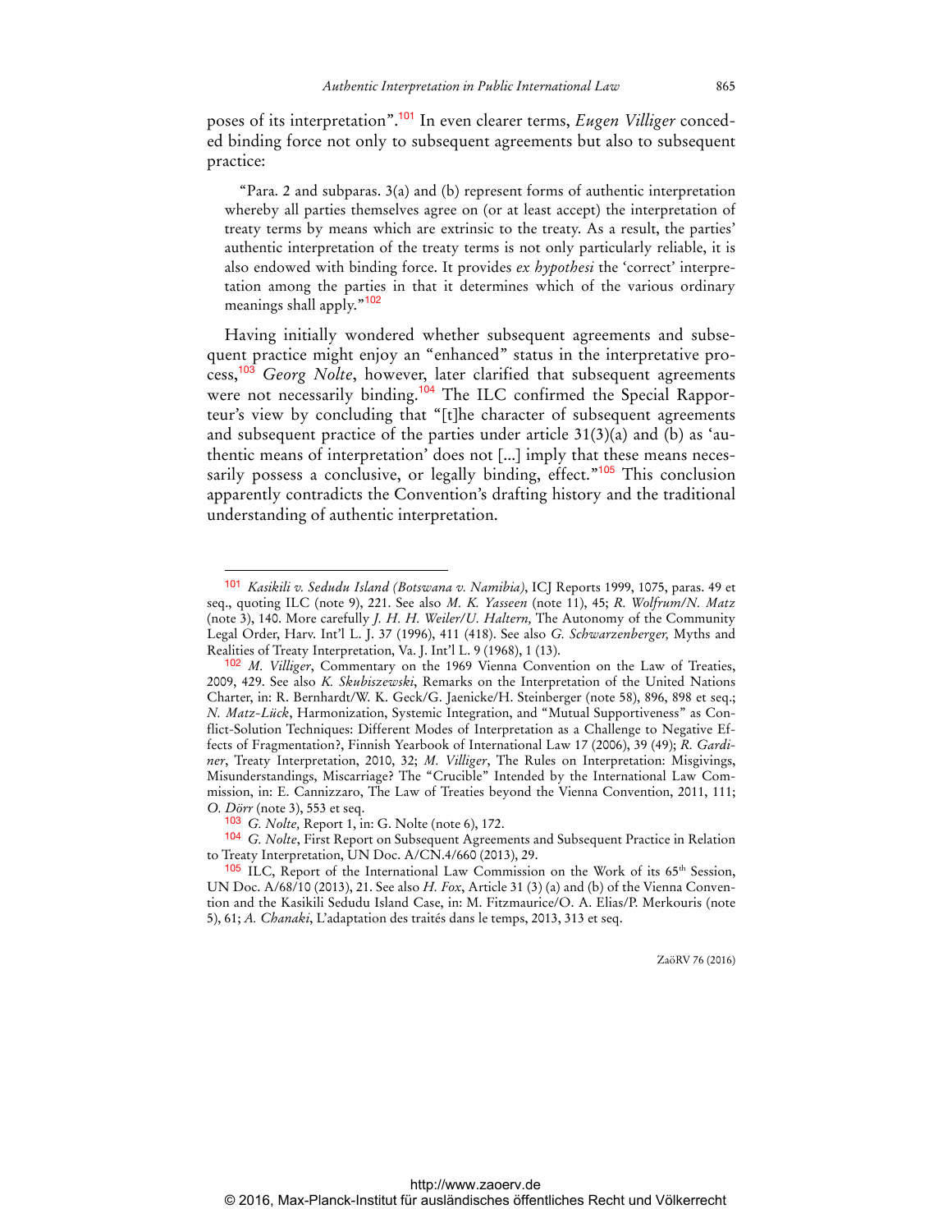poses of its interpretation".[101] In even clearer terms, *Eugen Villiger* conceded binding force not only to subsequent agreements but also to subsequent practice:

> "Para. 2 and subparas. 3(a) and (b) represent forms of authentic interpretation whereby all parties themselves agree on (or at least accept) the interpretation of treaty terms by means which are extrinsic to the treaty. As a result, the parties' authentic interpretation of the treaty terms is not only particularly reliable, it is also endowed with binding force. It provides *ex hypothesi* the 'correct' interpretation among the parties in that it determines which of the various ordinary meanings shall apply."[102]

Having initially wondered whether subsequent agreements and subsequent practice might enjoy an "enhanced" status in the interpretative process,[103] *Georg Nolte*, however, later clarified that subsequent agreements were not necessarily binding.[104] The ILC confirmed the Special Rapporteur's view by concluding that "[t]he character of subsequent agreements and subsequent practice of the parties under article 31(3)(a) and (b) as 'authentic means of interpretation' does not [...] imply that these means necessarily possess a conclusive, or legally binding, effect."[105] This conclusion apparently contradicts the Convention's drafting history and the traditional understanding of authentic interpretation.

---

[101] *Kasikili v. Sedudu Island (Botswana v. Namibia)*, ICJ Reports 1999, 1075, paras. 49 et seq., quoting ILC (note 9), 221. See also *M. K. Yasseen* (note 11), 45; *R. Wolfrum/N. Matz* (note 3), 140. More carefully *J. H. H. Weiler/U. Haltern,* The Autonomy of the Community Legal Order, Harv. Int'l L. J. 37 (1996), 411 (418). See also *G. Schwarzenberger,* Myths and Realities of Treaty Interpretation, Va. J. Int'l L. 9 (1968), 1 (13).

[102] *M. Villiger*, Commentary on the 1969 Vienna Convention on the Law of Treaties, 2009, 429. See also *K. Skubiszewski*, Remarks on the Interpretation of the United Nations Charter, in: R. Bernhardt/W. K. Geck/G. Jaenicke/H. Steinberger (note 58), 896, 898 et seq.; *N. Matz-Lück*, Harmonization, Systemic Integration, and "Mutual Supportiveness" as Conflict-Solution Techniques: Different Modes of Interpretation as a Challenge to Negative Effects of Fragmentation?, Finnish Yearbook of International Law 17 (2006), 39 (49); *R. Gardiner*, Treaty Interpretation, 2010, 32; *M. Villiger*, The Rules on Interpretation: Misgivings, Misunderstandings, Miscarriage? The "Crucible" Intended by the International Law Commission, in: E. Cannizzaro, The Law of Treaties beyond the Vienna Convention, 2011, 111; *O. Dörr* (note 3), 553 et seq.

[103] *G. Nolte,* Report 1, in: G. Nolte (note 6), 172.

[104] *G. Nolte*, First Report on Subsequent Agreements and Subsequent Practice in Relation to Treaty Interpretation, UN Doc. A/CN.4/660 (2013), 29.

[105] ILC, Report of the International Law Commission on the Work of its 65th Session, UN Doc. A/68/10 (2013), 21. See also *H. Fox*, Article 31 (3) (a) and (b) of the Vienna Convention and the Kasikili Sedudu Island Case, in: M. Fitzmaurice/O. A. Elias/P. Merkouris (note 5), 61; *A. Chanaki*, L'adaptation des traités dans le temps, 2013, 313 et seq.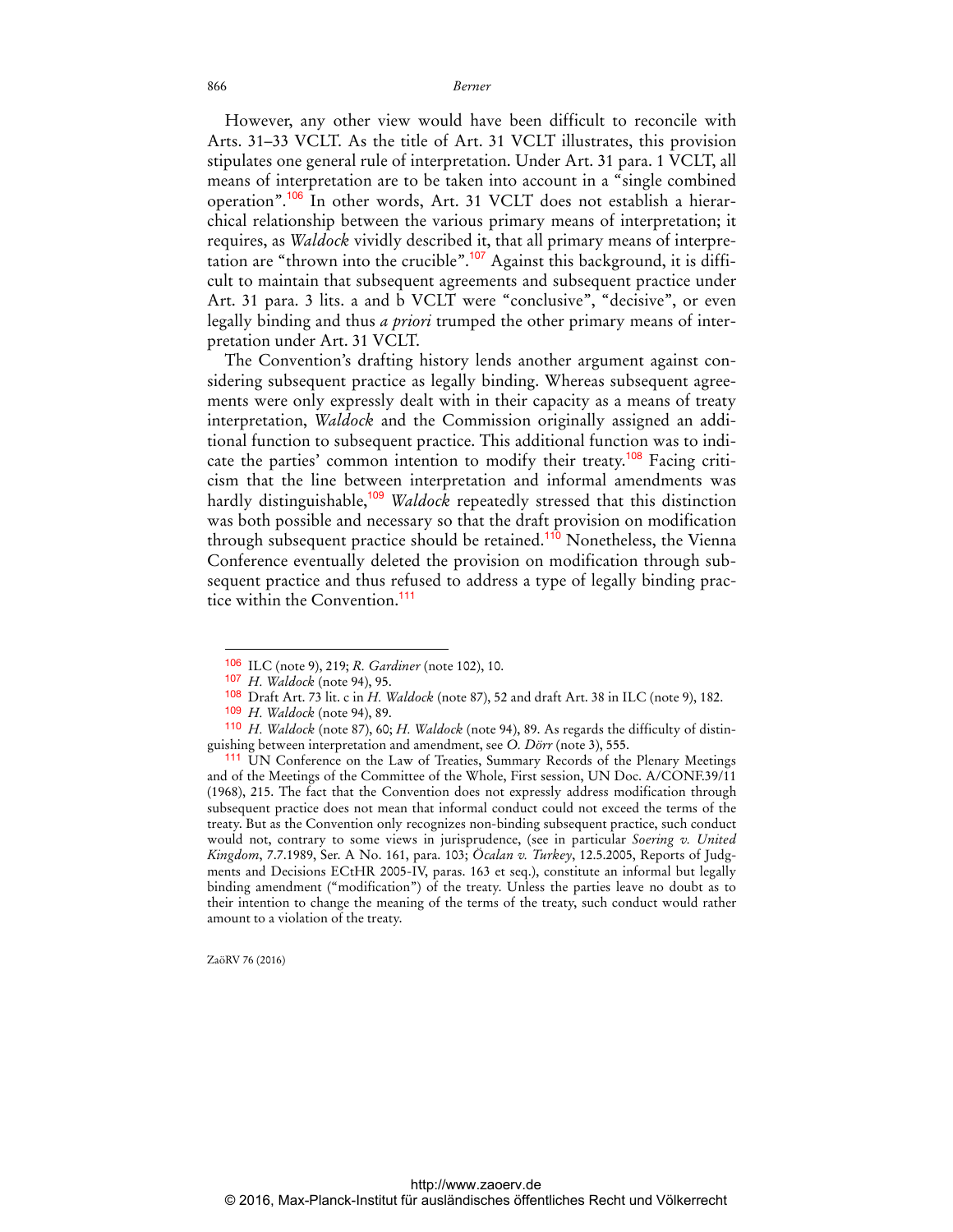However, any other view would have been difficult to reconcile with Arts. 31–33 VCLT. As the title of Art. 31 VCLT illustrates, this provision stipulates one general rule of interpretation. Under Art. 31 para. 1 VCLT, all means of interpretation are to be taken into account in a "single combined operation".[106] In other words, Art. 31 VCLT does not establish a hierarchical relationship between the various primary means of interpretation; it requires, as *Waldock* vividly described it, that all primary means of interpretation are "thrown into the crucible".[107] Against this background, it is difficult to maintain that subsequent agreements and subsequent practice under Art. 31 para. 3 lits. a and b VCLT were "conclusive", "decisive", or even legally binding and thus *a priori* trumped the other primary means of interpretation under Art. 31 VCLT.

The Convention's drafting history lends another argument against considering subsequent practice as legally binding. Whereas subsequent agreements were only expressly dealt with in their capacity as a means of treaty interpretation, *Waldock* and the Commission originally assigned an additional function to subsequent practice. This additional function was to indicate the parties' common intention to modify their treaty.[108] Facing criticism that the line between interpretation and informal amendments was hardly distinguishable,[109] *Waldock* repeatedly stressed that this distinction was both possible and necessary so that the draft provision on modification through subsequent practice should be retained.[110] Nonetheless, the Vienna Conference eventually deleted the provision on modification through subsequent practice and thus refused to address a type of legally binding practice within the Convention.[111]

---

[106] ILC (note 9), 219; *R. Gardiner* (note 102), 10.

[107] *H. Waldock* (note 94), 95.

[108] Draft Art. 73 lit. c in *H. Waldock* (note 87), 52 and draft Art. 38 in ILC (note 9), 182.

[109] *H. Waldock* (note 94), 89.

[110] *H. Waldock* (note 87), 60; *H. Waldock* (note 94), 89. As regards the difficulty of distinguishing between interpretation and amendment, see *O. Dörr* (note 3), 555.

[111] UN Conference on the Law of Treaties, Summary Records of the Plenary Meetings and of the Meetings of the Committee of the Whole, First session, UN Doc. A/CONF.39/11 (1968), 215. The fact that the Convention does not expressly address modification through subsequent practice does not mean that informal conduct could not exceed the terms of the treaty. But as the Convention only recognizes non-binding subsequent practice, such conduct would not, contrary to some views in jurisprudence, (see in particular *Soering v. United Kingdom*, 7.7.1989, Ser. A No. 161, para. 103; *Öcalan v. Turkey*, 12.5.2005, Reports of Judgments and Decisions ECtHR 2005-IV, paras. 163 et seq.), constitute an informal but legally binding amendment ("modification") of the treaty. Unless the parties leave no doubt as to their intention to change the meaning of the terms of the treaty, such conduct would rather amount to a violation of the treaty.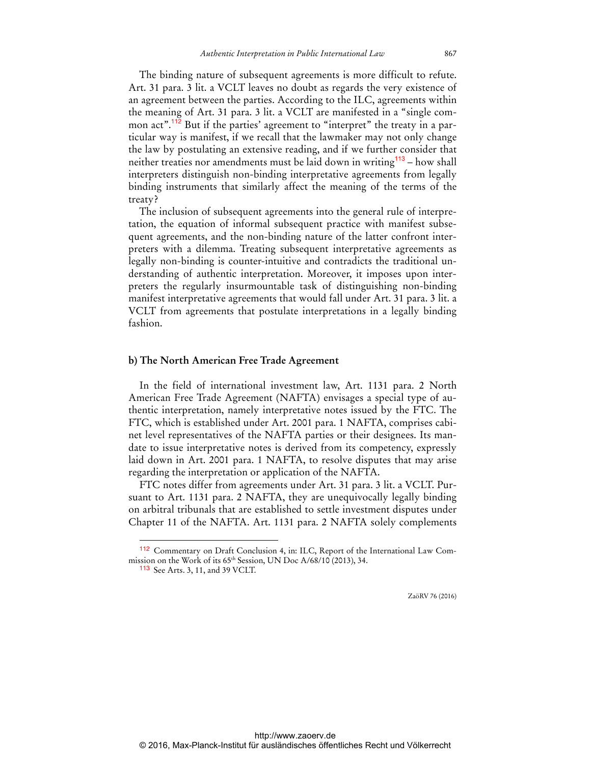The binding nature of subsequent agreements is more difficult to refute. Art. 31 para. 3 lit. a VCLT leaves no doubt as regards the very existence of an agreement between the parties. According to the ILC, agreements within the meaning of Art. 31 para. 3 lit. a VCLT are manifested in a "single common act".[112] But if the parties' agreement to "interpret" the treaty in a particular way is manifest, if we recall that the lawmaker may not only change the law by postulating an extensive reading, and if we further consider that neither treaties nor amendments must be laid down in writing[113] – how shall interpreters distinguish non-binding interpretative agreements from legally binding instruments that similarly affect the meaning of the terms of the treaty?

The inclusion of subsequent agreements into the general rule of interpretation, the equation of informal subsequent practice with manifest subsequent agreements, and the non-binding nature of the latter confront interpreters with a dilemma. Treating subsequent interpretative agreements as legally non-binding is counter-intuitive and contradicts the traditional understanding of authentic interpretation. Moreover, it imposes upon interpreters the regularly insurmountable task of distinguishing non-binding manifest interpretative agreements that would fall under Art. 31 para. 3 lit. a VCLT from agreements that postulate interpretations in a legally binding fashion.

### b) The North American Free Trade Agreement

In the field of international investment law, Art. 1131 para. 2 North American Free Trade Agreement (NAFTA) envisages a special type of authentic interpretation, namely interpretative notes issued by the FTC. The FTC, which is established under Art. 2001 para. 1 NAFTA, comprises cabinet level representatives of the NAFTA parties or their designees. Its mandate to issue interpretative notes is derived from its competency, expressly laid down in Art. 2001 para. 1 NAFTA, to resolve disputes that may arise regarding the interpretation or application of the NAFTA.

FTC notes differ from agreements under Art. 31 para. 3 lit. a VCLT. Pursuant to Art. 1131 para. 2 NAFTA, they are unequivocally legally binding on arbitral tribunals that are established to settle investment disputes under Chapter 11 of the NAFTA. Art. 1131 para. 2 NAFTA solely complements

---

[112] Commentary on Draft Conclusion 4, in: ILC, Report of the International Law Commission on the Work of its 65th Session, UN Doc A/68/10 (2013), 34.

[113] See Arts. 3, 11, and 39 VCLT.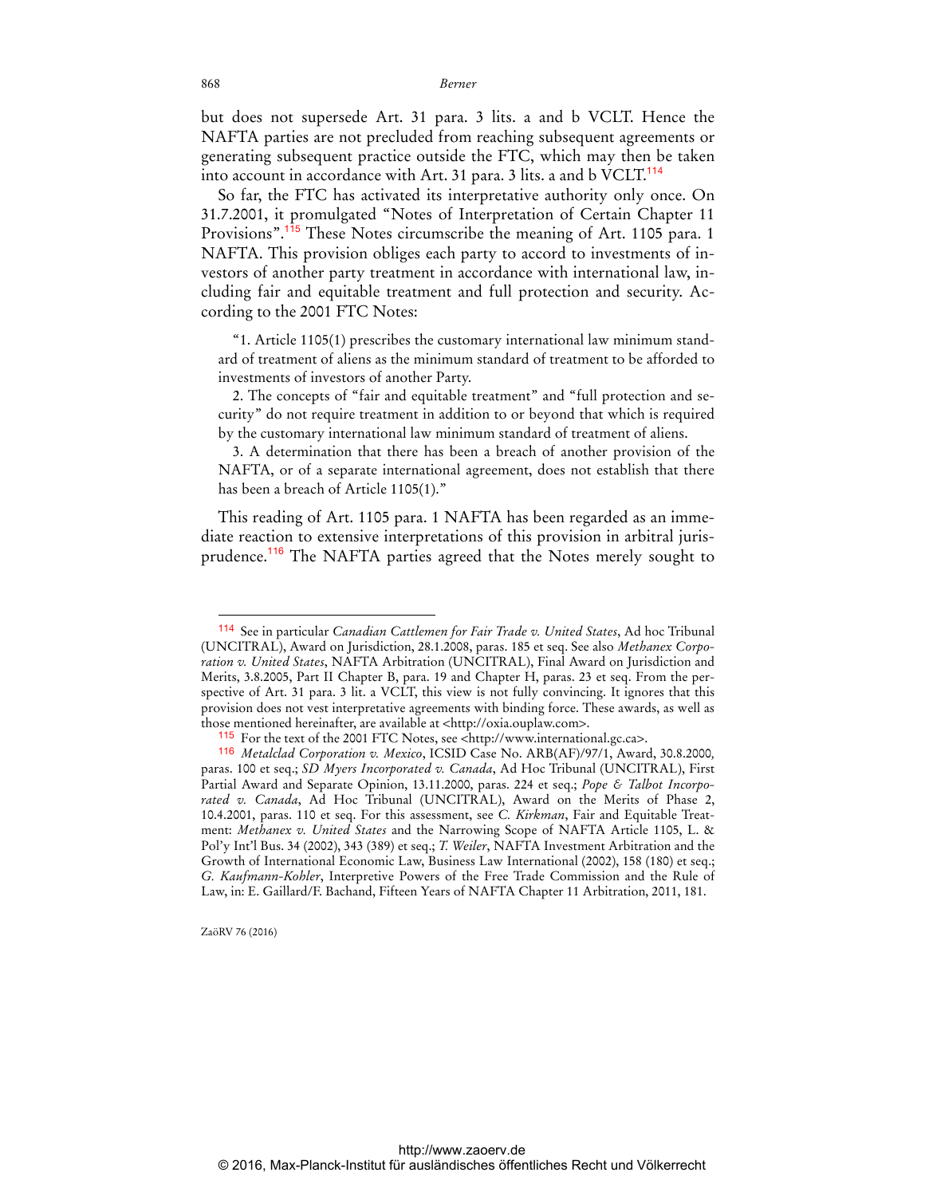but does not supersede Art. 31 para. 3 lits. a and b VCLT. Hence the NAFTA parties are not precluded from reaching subsequent agreements or generating subsequent practice outside the FTC, which may then be taken into account in accordance with Art. 31 para. 3 lits. a and b VCLT.[114]

So far, the FTC has activated its interpretative authority only once. On 31.7.2001, it promulgated "Notes of Interpretation of Certain Chapter 11 Provisions".[115] These Notes circumscribe the meaning of Art. 1105 para. 1 NAFTA. This provision obliges each party to accord to investments of investors of another party treatment in accordance with international law, including fair and equitable treatment and full protection and security. According to the 2001 FTC Notes:

> "1. Article 1105(1) prescribes the customary international law minimum standard of treatment of aliens as the minimum standard of treatment to be afforded to investments of investors of another Party.
>
> 2. The concepts of "fair and equitable treatment" and "full protection and security" do not require treatment in addition to or beyond that which is required by the customary international law minimum standard of treatment of aliens.
>
> 3. A determination that there has been a breach of another provision of the NAFTA, or of a separate international agreement, does not establish that there has been a breach of Article 1105(1)."

This reading of Art. 1105 para. 1 NAFTA has been regarded as an immediate reaction to extensive interpretations of this provision in arbitral jurisprudence.[116] The NAFTA parties agreed that the Notes merely sought to

---

[114] See in particular *Canadian Cattlemen for Fair Trade v. United States*, Ad hoc Tribunal (UNCITRAL), Award on Jurisdiction, 28.1.2008, paras. 185 et seq. See also *Methanex Corporation v. United States*, NAFTA Arbitration (UNCITRAL), Final Award on Jurisdiction and Merits, 3.8.2005, Part II Chapter B, para. 19 and Chapter H, paras. 23 et seq. From the perspective of Art. 31 para. 3 lit. a VCLT, this view is not fully convincing. It ignores that this provision does not vest interpretative agreements with binding force. These awards, as well as those mentioned hereinafter, are available at <http://oxia.ouplaw.com>.

[115] For the text of the 2001 FTC Notes, see <http://www.international.gc.ca>.

[116] *Metalclad Corporation v. Mexico*, ICSID Case No. ARB(AF)/97/1, Award, 30.8.2000, paras. 100 et seq.; *SD Myers Incorporated v. Canada*, Ad Hoc Tribunal (UNCITRAL), First Partial Award and Separate Opinion, 13.11.2000, paras. 224 et seq.; *Pope & Talbot Incorporated v. Canada*, Ad Hoc Tribunal (UNCITRAL), Award on the Merits of Phase 2, 10.4.2001, paras. 110 et seq. For this assessment, see *C. Kirkman*, Fair and Equitable Treatment: *Methanex v. United States* and the Narrowing Scope of NAFTA Article 1105, L. & Pol'y Int'l Bus. 34 (2002), 343 (389) et seq.; *T. Weiler*, NAFTA Investment Arbitration and the Growth of International Economic Law, Business Law International (2002), 158 (180) et seq.; *G. Kaufmann-Kohler*, Interpretive Powers of the Free Trade Commission and the Rule of Law, in: E. Gaillard/F. Bachand, Fifteen Years of NAFTA Chapter 11 Arbitration, 2011, 181.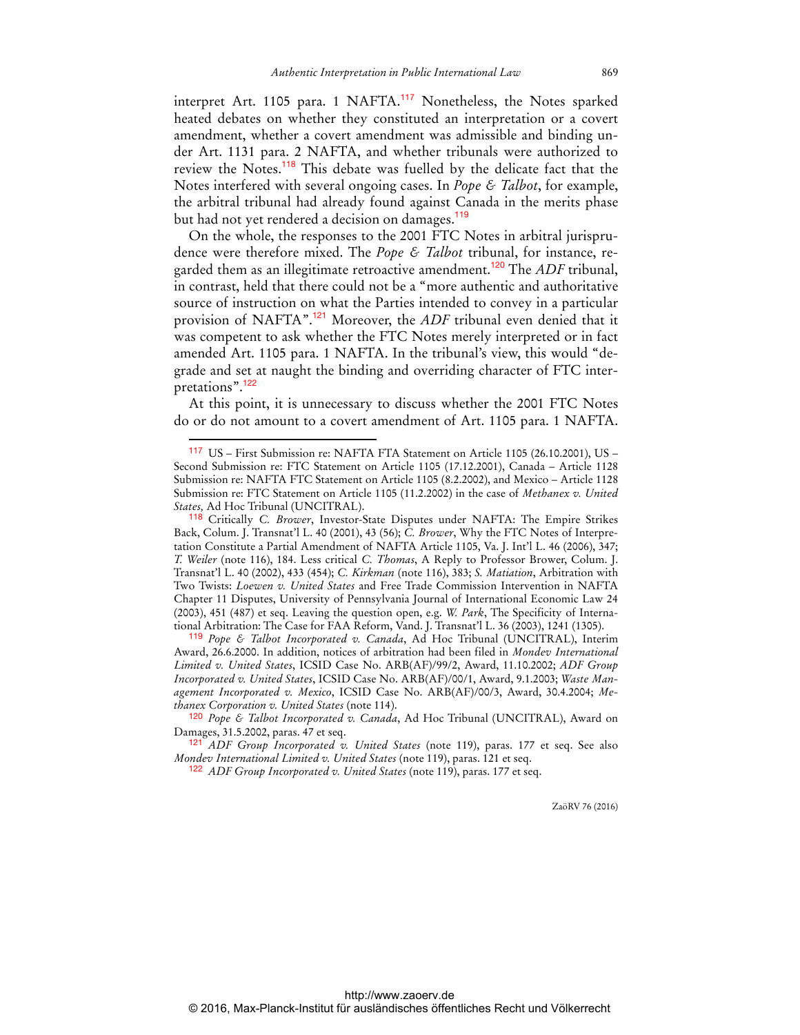interpret Art. 1105 para. 1 NAFTA.[117] Nonetheless, the Notes sparked heated debates on whether they constituted an interpretation or a covert amendment, whether a covert amendment was admissible and binding under Art. 1131 para. 2 NAFTA, and whether tribunals were authorized to review the Notes.[118] This debate was fuelled by the delicate fact that the Notes interfered with several ongoing cases. In *Pope & Talbot*, for example, the arbitral tribunal had already found against Canada in the merits phase but had not yet rendered a decision on damages.[119]

On the whole, the responses to the 2001 FTC Notes in arbitral jurisprudence were therefore mixed. The *Pope & Talbot* tribunal, for instance, regarded them as an illegitimate retroactive amendment.[120] The *ADF* tribunal, in contrast, held that there could not be a "more authentic and authoritative source of instruction on what the Parties intended to convey in a particular provision of NAFTA".[121] Moreover, the *ADF* tribunal even denied that it was competent to ask whether the FTC Notes merely interpreted or in fact amended Art. 1105 para. 1 NAFTA. In the tribunal's view, this would "degrade and set at naught the binding and overriding character of FTC interpretations".[122]

At this point, it is unnecessary to discuss whether the 2001 FTC Notes do or do not amount to a covert amendment of Art. 1105 para. 1 NAFTA.

---

[117] US – First Submission re: NAFTA FTA Statement on Article 1105 (26.10.2001), US – Second Submission re: FTC Statement on Article 1105 (17.12.2001), Canada – Article 1128 Submission re: NAFTA FTC Statement on Article 1105 (8.2.2002), and Mexico – Article 1128 Submission re: FTC Statement on Article 1105 (11.2.2002) in the case of *Methanex v. United States,* Ad Hoc Tribunal (UNCITRAL).

[118] Critically *C. Brower*, Investor-State Disputes under NAFTA: The Empire Strikes Back, Colum. J. Transnat'l L. 40 (2001), 43 (56); *C. Brower*, Why the FTC Notes of Interpretation Constitute a Partial Amendment of NAFTA Article 1105, Va. J. Int'l L. 46 (2006), 347; *T. Weiler* (note 116), 184. Less critical *C. Thomas*, A Reply to Professor Brower, Colum. J. Transnat'l L. 40 (2002), 433 (454); *C. Kirkman* (note 116), 383; *S. Matiation*, Arbitration with Two Twists: *Loewen v. United States* and Free Trade Commission Intervention in NAFTA Chapter 11 Disputes, University of Pennsylvania Journal of International Economic Law 24 (2003), 451 (487) et seq. Leaving the question open, e.g. *W. Park*, The Specificity of International Arbitration: The Case for FAA Reform, Vand. J. Transnat'l L. 36 (2003), 1241 (1305).

[119] *Pope & Talbot Incorporated v. Canada*, Ad Hoc Tribunal (UNCITRAL), Interim Award, 26.6.2000. In addition, notices of arbitration had been filed in *Mondev International Limited v. United States*, ICSID Case No. ARB(AF)/99/2, Award, 11.10.2002; *ADF Group Incorporated v. United States*, ICSID Case No. ARB(AF)/00/1, Award, 9.1.2003; *Waste Management Incorporated v. Mexico*, ICSID Case No. ARB(AF)/00/3, Award, 30.4.2004; *Methanex Corporation v. United States* (note 114).

[120] *Pope & Talbot Incorporated v. Canada*, Ad Hoc Tribunal (UNCITRAL), Award on Damages, 31.5.2002, paras. 47 et seq.

[121] *ADF Group Incorporated v. United States* (note 119), paras. 177 et seq. See also *Mondev International Limited v. United States* (note 119), paras. 121 et seq.

[122] *ADF Group Incorporated v. United States* (note 119), paras. 177 et seq.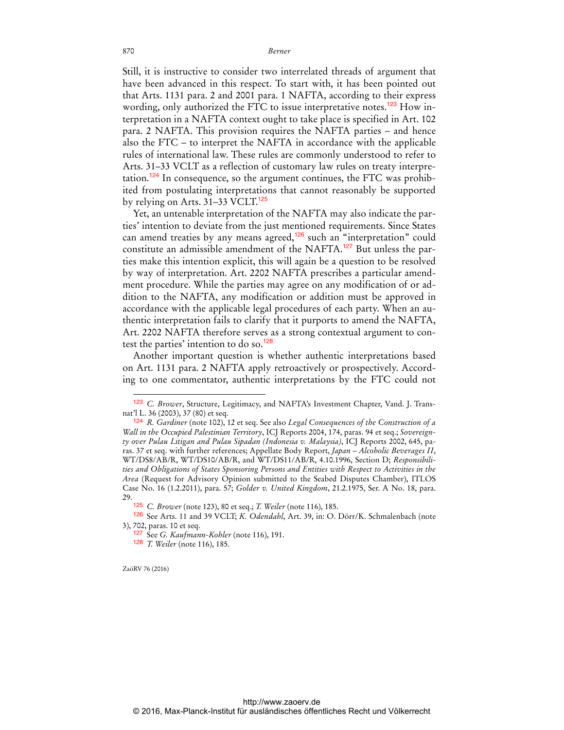Still, it is instructive to consider two interrelated threads of argument that have been advanced in this respect. To start with, it has been pointed out that Arts. 1131 para. 2 and 2001 para. 1 NAFTA, according to their express wording, only authorized the FTC to issue interpretative notes.[123] How interpretation in a NAFTA context ought to take place is specified in Art. 102 para. 2 NAFTA. This provision requires the NAFTA parties – and hence also the FTC – to interpret the NAFTA in accordance with the applicable rules of international law. These rules are commonly understood to refer to Arts. 31–33 VCLT as a reflection of customary law rules on treaty interpretation.[124] In consequence, so the argument continues, the FTC was prohibited from postulating interpretations that cannot reasonably be supported by relying on Arts. 31–33 VCLT.[125]

Yet, an untenable interpretation of the NAFTA may also indicate the parties' intention to deviate from the just mentioned requirements. Since States can amend treaties by any means agreed,[126] such an "interpretation" could constitute an admissible amendment of the NAFTA.[127] But unless the parties make this intention explicit, this will again be a question to be resolved by way of interpretation. Art. 2202 NAFTA prescribes a particular amendment procedure. While the parties may agree on any modification of or addition to the NAFTA, any modification or addition must be approved in accordance with the applicable legal procedures of each party. When an authentic interpretation fails to clarify that it purports to amend the NAFTA, Art. 2202 NAFTA therefore serves as a strong contextual argument to contest the parties' intention to do so.[128]

Another important question is whether authentic interpretations based on Art. 1131 para. 2 NAFTA apply retroactively or prospectively. According to one commentator, authentic interpretations by the FTC could not

---

[123] *C. Brower*, Structure, Legitimacy, and NAFTA's Investment Chapter, Vand. J. Transnat'l L. 36 (2003), 37 (80) et seq.

[124] *R. Gardiner* (note 102), 12 et seq. See also *Legal Consequences of the Construction of a Wall in the Occupied Palestinian Territory*, ICJ Reports 2004, 174, paras. 94 et seq.; *Sovereignty over Pulau Litigan and Pulau Sipadan (Indonesia v. Malaysia)*, ICJ Reports 2002, 645, paras. 37 et seq. with further references; Appellate Body Report, *Japan – Alcoholic Beverages II*, WT/DS8/AB/R, WT/DS10/AB/R, and WT/DS11/AB/R, 4.10.1996, Section D; *Responsibilities and Obligations of States Sponsoring Persons and Entities with Respect to Activities in the Area* (Request for Advisory Opinion submitted to the Seabed Disputes Chamber), ITLOS Case No. 16 (1.2.2011), para. 57; *Golder v. United Kingdom*, 21.2.1975, Ser. A No. 18, para. 29.

[125] *C. Brower* (note 123), 80 et seq.; *T. Weiler* (note 116), 185.

[126] See Arts. 11 and 39 VCLT; *K. Odendahl*, Art. 39, in: O. Dörr/K. Schmalenbach (note 3), 702, paras. 10 et seq.

[127] See *G. Kaufmann-Kohler* (note 116), 191.

[128] *T. Weiler* (note 116), 185.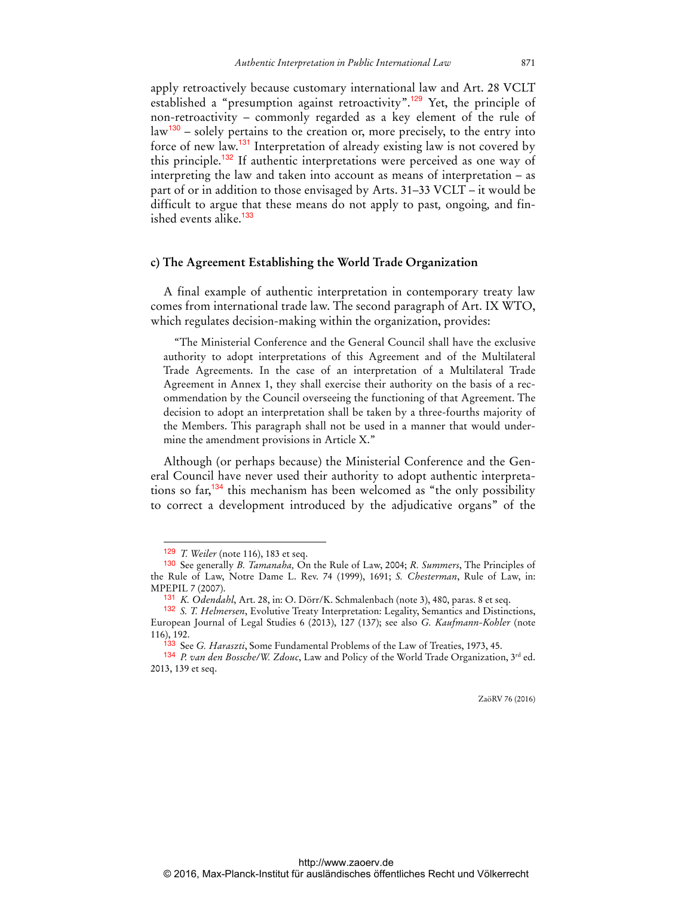apply retroactively because customary international law and Art. 28 VCLT established a "presumption against retroactivity".[129] Yet, the principle of non-retroactivity – commonly regarded as a key element of the rule of law[130] – solely pertains to the creation or, more precisely, to the entry into force of new law.[131] Interpretation of already existing law is not covered by this principle.[132] If authentic interpretations were perceived as one way of interpreting the law and taken into account as means of interpretation – as part of or in addition to those envisaged by Arts. 31–33 VCLT – it would be difficult to argue that these means do not apply to past, ongoing, and finished events alike.[133]

### c) The Agreement Establishing the World Trade Organization

A final example of authentic interpretation in contemporary treaty law comes from international trade law. The second paragraph of Art. IX WTO, which regulates decision-making within the organization, provides:

> "The Ministerial Conference and the General Council shall have the exclusive authority to adopt interpretations of this Agreement and of the Multilateral Trade Agreements. In the case of an interpretation of a Multilateral Trade Agreement in Annex 1, they shall exercise their authority on the basis of a recommendation by the Council overseeing the functioning of that Agreement. The decision to adopt an interpretation shall be taken by a three-fourths majority of the Members. This paragraph shall not be used in a manner that would undermine the amendment provisions in Article X."

Although (or perhaps because) the Ministerial Conference and the General Council have never used their authority to adopt authentic interpretations so far,[134] this mechanism has been welcomed as "the only possibility to correct a development introduced by the adjudicative organs" of the

---

[129] *T. Weiler* (note 116), 183 et seq.

[130] See generally *B. Tamanaha,* On the Rule of Law, 2004; *R. Summers*, The Principles of the Rule of Law, Notre Dame L. Rev. 74 (1999), 1691; *S. Chesterman*, Rule of Law, in: MPEPIL 7 (2007).

[131] *K. Odendahl*, Art. 28, in: O. Dörr/K. Schmalenbach (note 3), 480, paras. 8 et seq.

[132] *S. T. Helmersen*, Evolutive Treaty Interpretation: Legality, Semantics and Distinctions, European Journal of Legal Studies 6 (2013), 127 (137); see also *G. Kaufmann-Kohler* (note 116), 192.

[133] See *G. Haraszti*, Some Fundamental Problems of the Law of Treaties, 1973, 45.

[134] *P. van den Bossche/W. Zdouc*, Law and Policy of the World Trade Organization, 3rd ed. 2013, 139 et seq.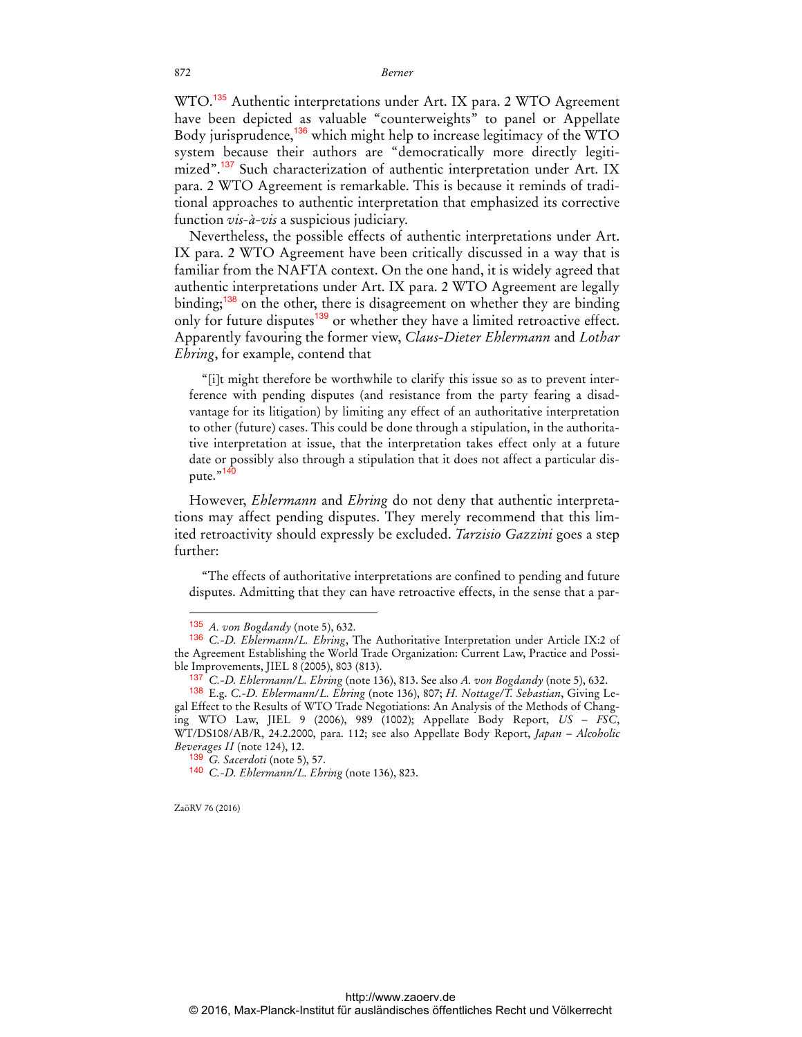WTO.[135] Authentic interpretations under Art. IX para. 2 WTO Agreement have been depicted as valuable "counterweights" to panel or Appellate Body jurisprudence,[136] which might help to increase legitimacy of the WTO system because their authors are "democratically more directly legitimized".[137] Such characterization of authentic interpretation under Art. IX para. 2 WTO Agreement is remarkable. This is because it reminds of traditional approaches to authentic interpretation that emphasized its corrective function *vis-à-vis* a suspicious judiciary.

Nevertheless, the possible effects of authentic interpretations under Art. IX para. 2 WTO Agreement have been critically discussed in a way that is familiar from the NAFTA context. On the one hand, it is widely agreed that authentic interpretations under Art. IX para. 2 WTO Agreement are legally binding;[138] on the other, there is disagreement on whether they are binding only for future disputes[139] or whether they have a limited retroactive effect. Apparently favouring the former view, *Claus-Dieter Ehlermann* and *Lothar Ehring*, for example, contend that

> "[i]t might therefore be worthwhile to clarify this issue so as to prevent interference with pending disputes (and resistance from the party fearing a disadvantage for its litigation) by limiting any effect of an authoritative interpretation to other (future) cases. This could be done through a stipulation, in the authoritative interpretation at issue, that the interpretation takes effect only at a future date or possibly also through a stipulation that it does not affect a particular dispute."[140]

However, *Ehlermann* and *Ehring* do not deny that authentic interpretations may affect pending disputes. They merely recommend that this limited retroactivity should expressly be excluded. *Tarzisio Gazzini* goes a step further:

> "The effects of authoritative interpretations are confined to pending and future disputes. Admitting that they can have retroactive effects, in the sense that a par-

---

[135] *A. von Bogdandy* (note 5), 632.

[136] *C.-D. Ehlermann/L. Ehring*, The Authoritative Interpretation under Article IX:2 of the Agreement Establishing the World Trade Organization: Current Law, Practice and Possible Improvements, JIEL 8 (2005), 803 (813).

[137] *C.-D. Ehlermann/L. Ehring* (note 136), 813. See also *A. von Bogdandy* (note 5), 632.

[138] E.g. *C.-D. Ehlermann/L. Ehring* (note 136), 807; *H. Nottage/T. Sebastian*, Giving Legal Effect to the Results of WTO Trade Negotiations: An Analysis of the Methods of Changing WTO Law, JIEL 9 (2006), 989 (1002); Appellate Body Report, *US – FSC*, WT/DS108/AB/R, 24.2.2000, para. 112; see also Appellate Body Report, *Japan – Alcoholic Beverages II* (note 124), 12.

[139] *G. Sacerdoti* (note 5), 57.

[140] *C.-D. Ehlermann/L. Ehring* (note 136), 823.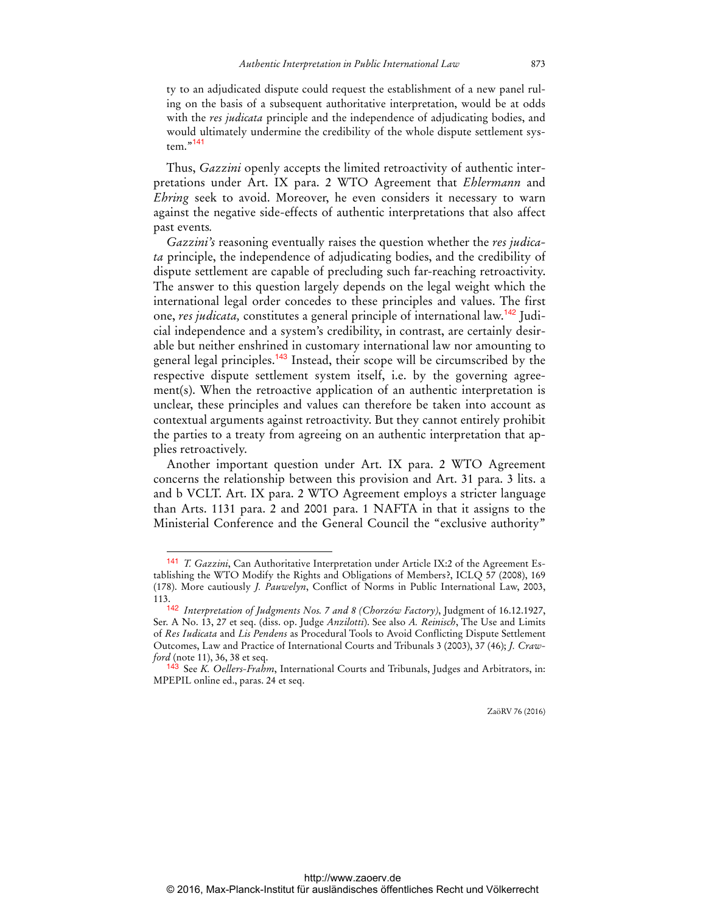ty to an adjudicated dispute could request the establishment of a new panel ruling on the basis of a subsequent authoritative interpretation, would be at odds with the *res judicata* principle and the independence of adjudicating bodies, and would ultimately undermine the credibility of the whole dispute settlement system."[141]

Thus, *Gazzini* openly accepts the limited retroactivity of authentic interpretations under Art. IX para. 2 WTO Agreement that *Ehlermann* and *Ehring* seek to avoid. Moreover, he even considers it necessary to warn against the negative side-effects of authentic interpretations that also affect past events.

*Gazzini's* reasoning eventually raises the question whether the *res judicata* principle, the independence of adjudicating bodies, and the credibility of dispute settlement are capable of precluding such far-reaching retroactivity. The answer to this question largely depends on the legal weight which the international legal order concedes to these principles and values. The first one, *res judicata,* constitutes a general principle of international law.[142] Judicial independence and a system's credibility, in contrast, are certainly desirable but neither enshrined in customary international law nor amounting to general legal principles.[143] Instead, their scope will be circumscribed by the respective dispute settlement system itself, i.e. by the governing agreement(s). When the retroactive application of an authentic interpretation is unclear, these principles and values can therefore be taken into account as contextual arguments against retroactivity. But they cannot entirely prohibit the parties to a treaty from agreeing on an authentic interpretation that applies retroactively.

Another important question under Art. IX para. 2 WTO Agreement concerns the relationship between this provision and Art. 31 para. 3 lits. a and b VCLT. Art. IX para. 2 WTO Agreement employs a stricter language than Arts. 1131 para. 2 and 2001 para. 1 NAFTA in that it assigns to the Ministerial Conference and the General Council the "exclusive authority"

---

[141] *T. Gazzini*, Can Authoritative Interpretation under Article IX:2 of the Agreement Establishing the WTO Modify the Rights and Obligations of Members?, ICLQ 57 (2008), 169 (178). More cautiously *J. Pauwelyn*, Conflict of Norms in Public International Law, 2003, 113.

[142] *Interpretation of Judgments Nos. 7 and 8 (Chorzów Factory)*, Judgment of 16.12.1927, Ser. A No. 13, 27 et seq. (diss. op. Judge *Anzilotti*). See also *A. Reinisch*, The Use and Limits of *Res Iudicata* and *Lis Pendens* as Procedural Tools to Avoid Conflicting Dispute Settlement Outcomes, Law and Practice of International Courts and Tribunals 3 (2003), 37 (46); *J. Crawford* (note 11), 36, 38 et seq.

[143] See *K. Oellers-Frahm*, International Courts and Tribunals, Judges and Arbitrators, in: MPEPIL online ed., paras. 24 et seq.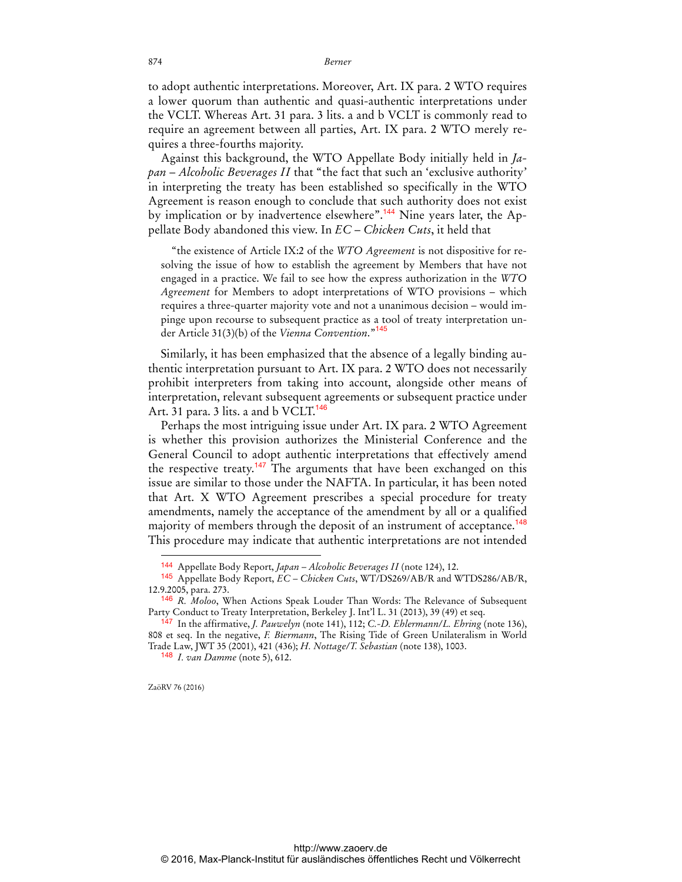to adopt authentic interpretations. Moreover, Art. IX para. 2 WTO requires a lower quorum than authentic and quasi-authentic interpretations under the VCLT. Whereas Art. 31 para. 3 lits. a and b VCLT is commonly read to require an agreement between all parties, Art. IX para. 2 WTO merely requires a three-fourths majority.

Against this background, the WTO Appellate Body initially held in *Japan – Alcoholic Beverages II* that "the fact that such an 'exclusive authority' in interpreting the treaty has been established so specifically in the WTO Agreement is reason enough to conclude that such authority does not exist by implication or by inadvertence elsewhere".[144] Nine years later, the Appellate Body abandoned this view. In *EC – Chicken Cuts*, it held that

> "the existence of Article IX:2 of the *WTO Agreement* is not dispositive for resolving the issue of how to establish the agreement by Members that have not engaged in a practice. We fail to see how the express authorization in the *WTO Agreement* for Members to adopt interpretations of WTO provisions – which requires a three-quarter majority vote and not a unanimous decision – would impinge upon recourse to subsequent practice as a tool of treaty interpretation under Article 31(3)(b) of the *Vienna Convention*."[145]

Similarly, it has been emphasized that the absence of a legally binding authentic interpretation pursuant to Art. IX para. 2 WTO does not necessarily prohibit interpreters from taking into account, alongside other means of interpretation, relevant subsequent agreements or subsequent practice under Art. 31 para. 3 lits. a and b VCLT.[146]

Perhaps the most intriguing issue under Art. IX para. 2 WTO Agreement is whether this provision authorizes the Ministerial Conference and the General Council to adopt authentic interpretations that effectively amend the respective treaty.[147] The arguments that have been exchanged on this issue are similar to those under the NAFTA. In particular, it has been noted that Art. X WTO Agreement prescribes a special procedure for treaty amendments, namely the acceptance of the amendment by all or a qualified majority of members through the deposit of an instrument of acceptance.[148] This procedure may indicate that authentic interpretations are not intended

---

[144] Appellate Body Report, *Japan – Alcoholic Beverages II* (note 124), 12.

[145] Appellate Body Report, *EC – Chicken Cuts*, WT/DS269/AB/R and WTDS286/AB/R, 12.9.2005, para. 273.

[146] *R. Moloo*, When Actions Speak Louder Than Words: The Relevance of Subsequent Party Conduct to Treaty Interpretation, Berkeley J. Int'l L. 31 (2013), 39 (49) et seq.

[147] In the affirmative, *J. Pauwelyn* (note 141), 112; *C.-D. Ehlermann/L. Ehring* (note 136), 808 et seq. In the negative, *F. Biermann*, The Rising Tide of Green Unilateralism in World Trade Law, JWT 35 (2001), 421 (436); *H. Nottage/T. Sebastian* (note 138), 1003.

[148] *I. van Damme* (note 5), 612.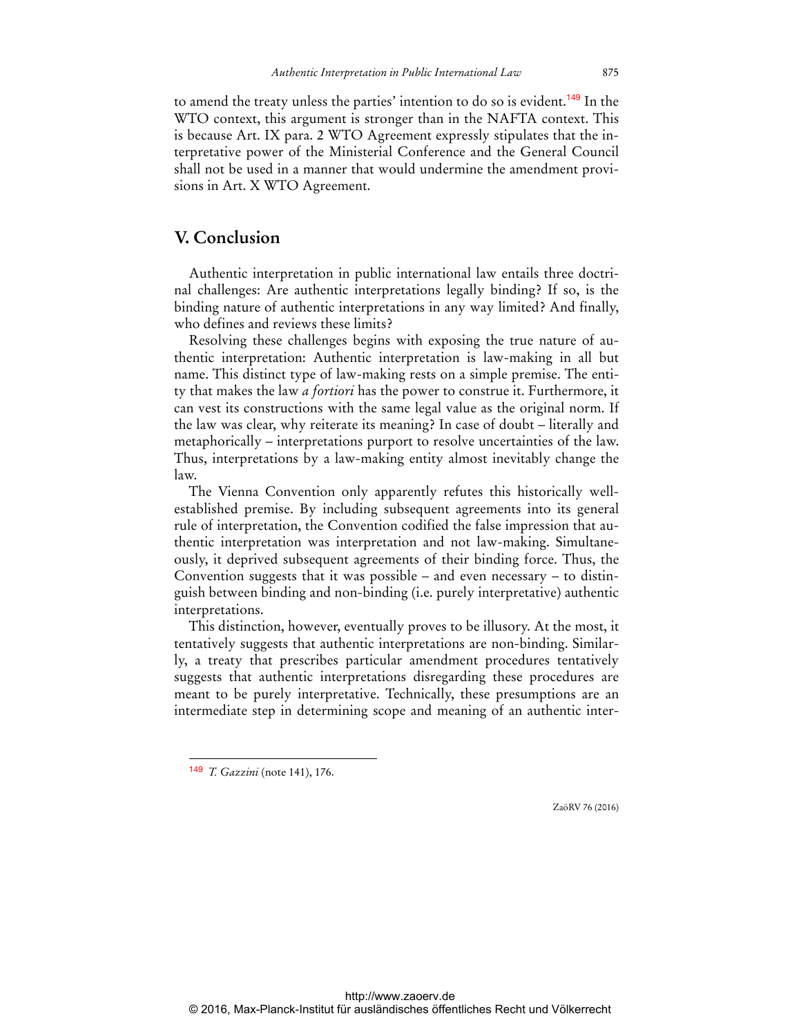to amend the treaty unless the parties' intention to do so is evident.[149] In the WTO context, this argument is stronger than in the NAFTA context. This is because Art. IX para. 2 WTO Agreement expressly stipulates that the interpretative power of the Ministerial Conference and the General Council shall not be used in a manner that would undermine the amendment provisions in Art. X WTO Agreement.

## V. Conclusion

Authentic interpretation in public international law entails three doctrinal challenges: Are authentic interpretations legally binding? If so, is the binding nature of authentic interpretations in any way limited? And finally, who defines and reviews these limits?

Resolving these challenges begins with exposing the true nature of authentic interpretation: Authentic interpretation is law-making in all but name. This distinct type of law-making rests on a simple premise. The entity that makes the law *a fortiori* has the power to construe it. Furthermore, it can vest its constructions with the same legal value as the original norm. If the law was clear, why reiterate its meaning? In case of doubt – literally and metaphorically – interpretations purport to resolve uncertainties of the law. Thus, interpretations by a law-making entity almost inevitably change the law.

The Vienna Convention only apparently refutes this historically well-established premise. By including subsequent agreements into its general rule of interpretation, the Convention codified the false impression that authentic interpretation was interpretation and not law-making. Simultaneously, it deprived subsequent agreements of their binding force. Thus, the Convention suggests that it was possible – and even necessary – to distinguish between binding and non-binding (i.e. purely interpretative) authentic interpretations.

This distinction, however, eventually proves to be illusory. At the most, it tentatively suggests that authentic interpretations are non-binding. Similarly, a treaty that prescribes particular amendment procedures tentatively suggests that authentic interpretations disregarding these procedures are meant to be purely interpretative. Technically, these presumptions are an intermediate step in determining scope and meaning of an authentic inter-

[149] *T. Gazzini* (note 141), 176.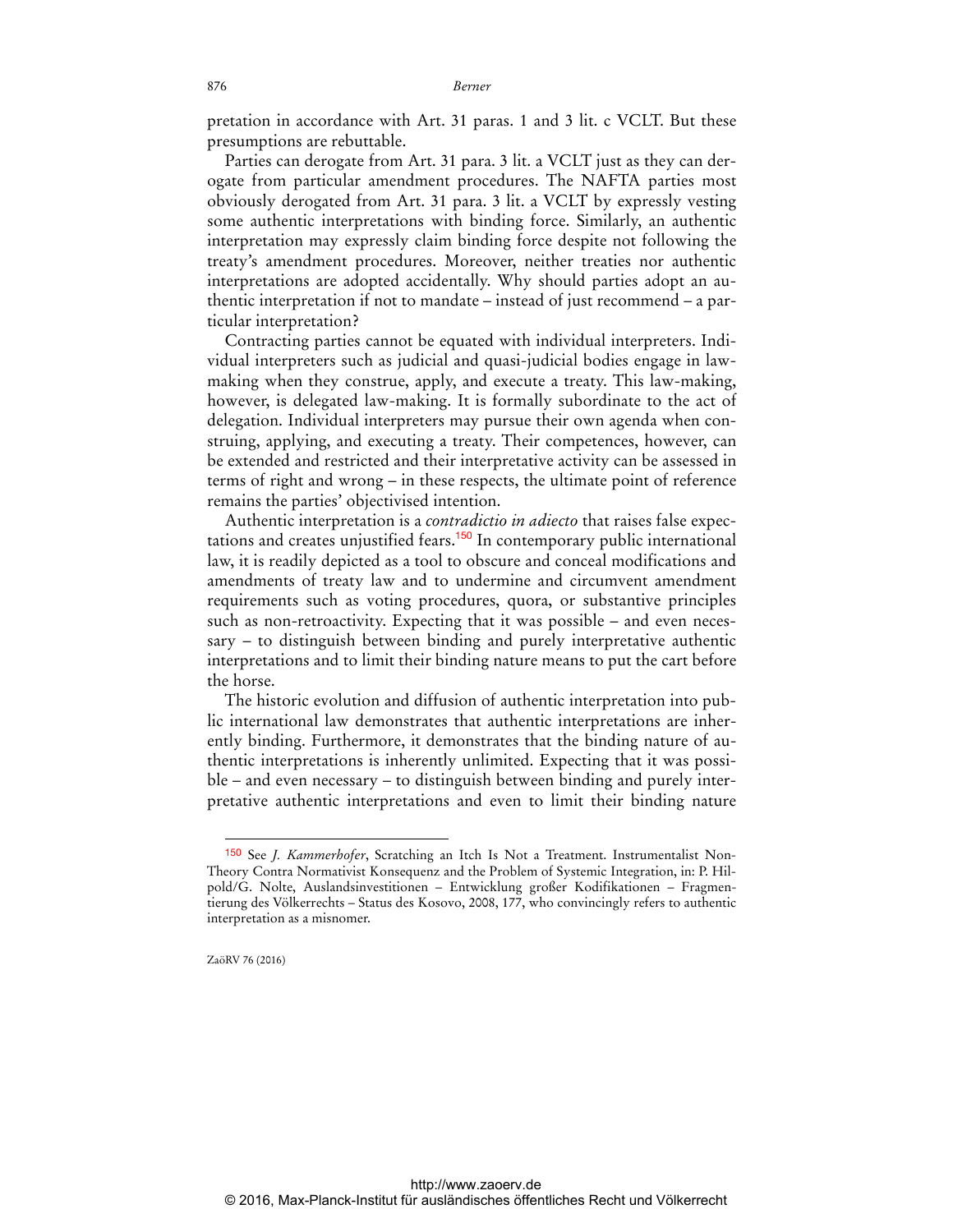pretation in accordance with Art. 31 paras. 1 and 3 lit. c VCLT. But these presumptions are rebuttable.

Parties can derogate from Art. 31 para. 3 lit. a VCLT just as they can derogate from particular amendment procedures. The NAFTA parties most obviously derogated from Art. 31 para. 3 lit. a VCLT by expressly vesting some authentic interpretations with binding force. Similarly, an authentic interpretation may expressly claim binding force despite not following the treaty's amendment procedures. Moreover, neither treaties nor authentic interpretations are adopted accidentally. Why should parties adopt an authentic interpretation if not to mandate – instead of just recommend – a particular interpretation?

Contracting parties cannot be equated with individual interpreters. Individual interpreters such as judicial and quasi-judicial bodies engage in law-making when they construe, apply, and execute a treaty. This law-making, however, is delegated law-making. It is formally subordinate to the act of delegation. Individual interpreters may pursue their own agenda when construing, applying, and executing a treaty. Their competences, however, can be extended and restricted and their interpretative activity can be assessed in terms of right and wrong – in these respects, the ultimate point of reference remains the parties' objectivised intention.

Authentic interpretation is a *contradictio in adiecto* that raises false expectations and creates unjustified fears.[150] In contemporary public international law, it is readily depicted as a tool to obscure and conceal modifications and amendments of treaty law and to undermine and circumvent amendment requirements such as voting procedures, quora, or substantive principles such as non-retroactivity. Expecting that it was possible – and even necessary – to distinguish between binding and purely interpretative authentic interpretations and to limit their binding nature means to put the cart before the horse.

The historic evolution and diffusion of authentic interpretation into public international law demonstrates that authentic interpretations are inherently binding. Furthermore, it demonstrates that the binding nature of authentic interpretations is inherently unlimited. Expecting that it was possible – and even necessary – to distinguish between binding and purely interpretative authentic interpretations and even to limit their binding nature

---

[150] See *J. Kammerhofer*, Scratching an Itch Is Not a Treatment. Instrumentalist Non-Theory Contra Normativist Konsequenz and the Problem of Systemic Integration, in: P. Hilpold/G. Nolte, Auslandsinvestitionen – Entwicklung großer Kodifikationen – Fragmentierung des Völkerrechts – Status des Kosovo, 2008, 177, who convincingly refers to authentic interpretation as a misnomer.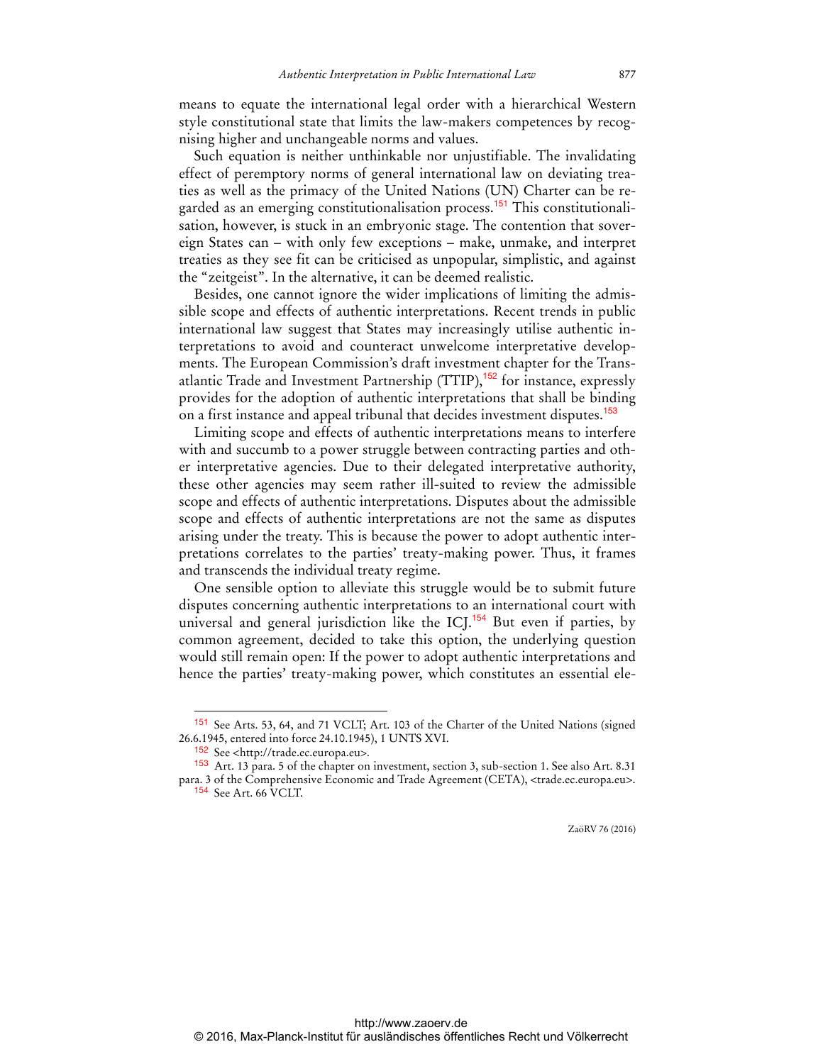means to equate the international legal order with a hierarchical Western style constitutional state that limits the law-makers competences by recognising higher and unchangeable norms and values.

Such equation is neither unthinkable nor unjustifiable. The invalidating effect of peremptory norms of general international law on deviating treaties as well as the primacy of the United Nations (UN) Charter can be regarded as an emerging constitutionalisation process.[151] This constitutionalisation, however, is stuck in an embryonic stage. The contention that sovereign States can – with only few exceptions – make, unmake, and interpret treaties as they see fit can be criticised as unpopular, simplistic, and against the "zeitgeist". In the alternative, it can be deemed realistic.

Besides, one cannot ignore the wider implications of limiting the admissible scope and effects of authentic interpretations. Recent trends in public international law suggest that States may increasingly utilise authentic interpretations to avoid and counteract unwelcome interpretative developments. The European Commission's draft investment chapter for the Transatlantic Trade and Investment Partnership (TTIP),[152] for instance, expressly provides for the adoption of authentic interpretations that shall be binding on a first instance and appeal tribunal that decides investment disputes.[153]

Limiting scope and effects of authentic interpretations means to interfere with and succumb to a power struggle between contracting parties and other interpretative agencies. Due to their delegated interpretative authority, these other agencies may seem rather ill-suited to review the admissible scope and effects of authentic interpretations. Disputes about the admissible scope and effects of authentic interpretations are not the same as disputes arising under the treaty. This is because the power to adopt authentic interpretations correlates to the parties' treaty-making power. Thus, it frames and transcends the individual treaty regime.

One sensible option to alleviate this struggle would be to submit future disputes concerning authentic interpretations to an international court with universal and general jurisdiction like the ICJ.[154] But even if parties, by common agreement, decided to take this option, the underlying question would still remain open: If the power to adopt authentic interpretations and hence the parties' treaty-making power, which constitutes an essential ele-

---

[151] See Arts. 53, 64, and 71 VCLT; Art. 103 of the Charter of the United Nations (signed 26.6.1945, entered into force 24.10.1945), 1 UNTS XVI.

[152] See <http://trade.ec.europa.eu>.

[153] Art. 13 para. 5 of the chapter on investment, section 3, sub-section 1. See also Art. 8.31 para. 3 of the Comprehensive Economic and Trade Agreement (CETA), <trade.ec.europa.eu>.

[154] See Art. 66 VCLT.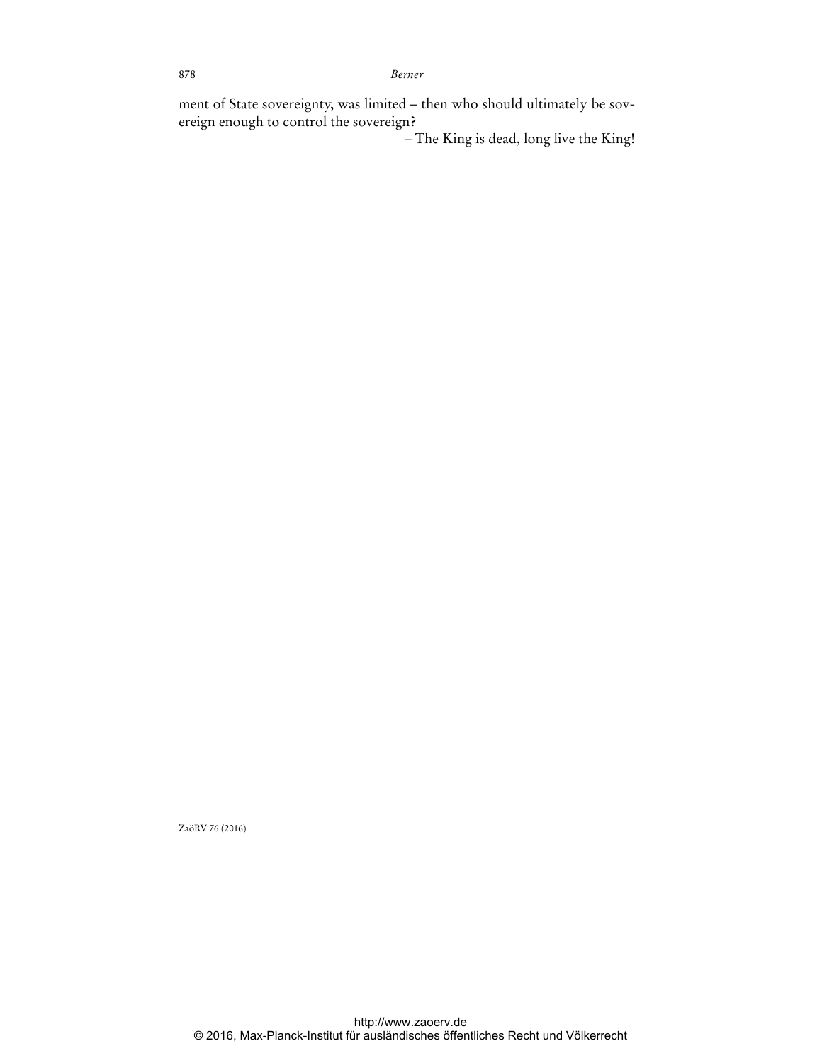ment of State sovereignty, was limited – then who should ultimately be sovereign enough to control the sovereign?

– The King is dead, long live the King!